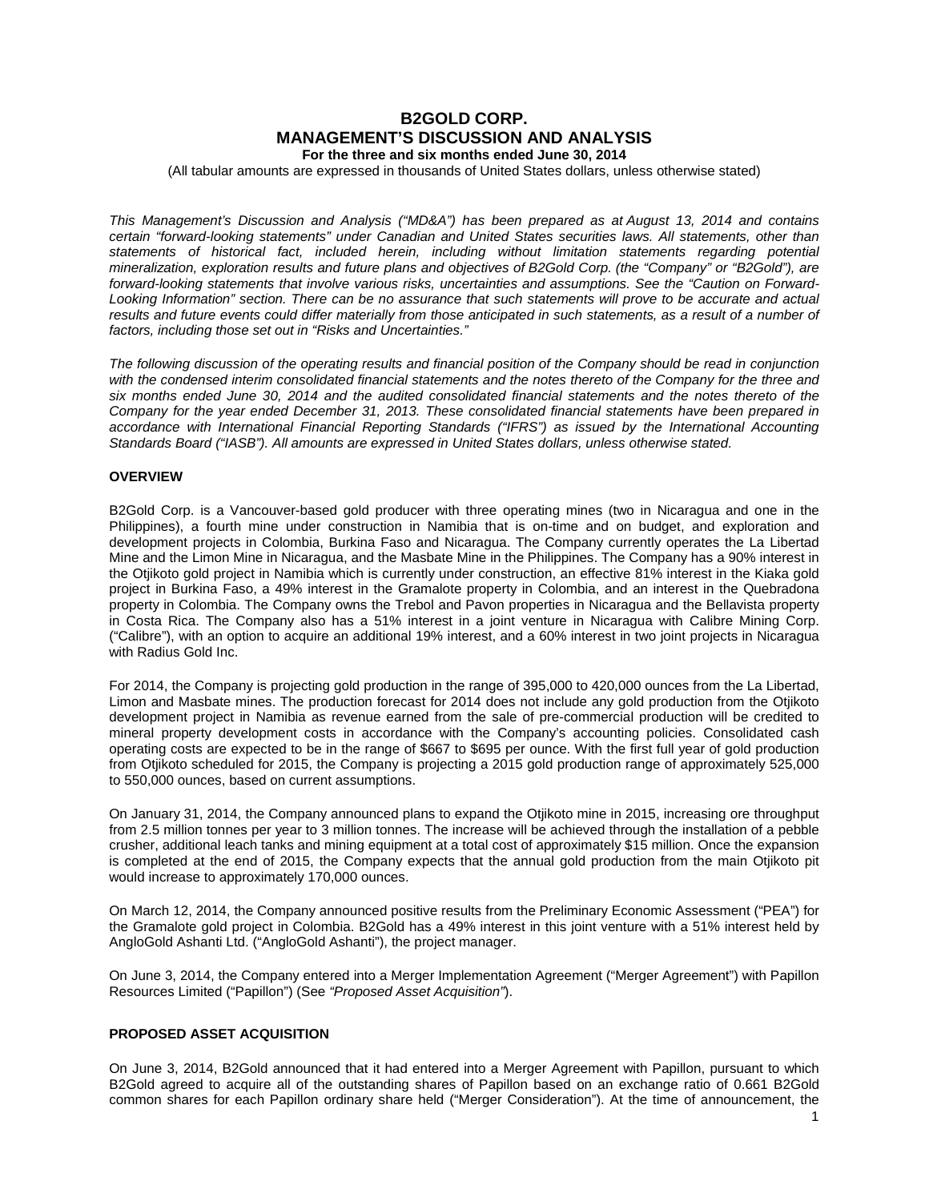# B2GOLD CORP.
# MANAGEMENT'S DISCUSSION AND ANALYSIS

**For the three and six months ended June 30, 2014**

(All tabular amounts are expressed in thousands of United States dollars, unless otherwise stated)

*This Management's Discussion and Analysis ("MD&A") has been prepared as at August 13, 2014 and contains certain "forward-looking statements" under Canadian and United States securities laws. All statements, other than statements of historical fact, included herein, including without limitation statements regarding potential mineralization, exploration results and future plans and objectives of B2Gold Corp. (the "Company" or "B2Gold"), are forward-looking statements that involve various risks, uncertainties and assumptions. See the "Caution on Forward-Looking Information" section. There can be no assurance that such statements will prove to be accurate and actual results and future events could differ materially from those anticipated in such statements, as a result of a number of factors, including those set out in "Risks and Uncertainties."*

*The following discussion of the operating results and financial position of the Company should be read in conjunction with the condensed interim consolidated financial statements and the notes thereto of the Company for the three and six months ended June 30, 2014 and the audited consolidated financial statements and the notes thereto of the Company for the year ended December 31, 2013. These consolidated financial statements have been prepared in accordance with International Financial Reporting Standards ("IFRS") as issued by the International Accounting Standards Board ("IASB"). All amounts are expressed in United States dollars, unless otherwise stated.*

## OVERVIEW

B2Gold Corp. is a Vancouver-based gold producer with three operating mines (two in Nicaragua and one in the Philippines), a fourth mine under construction in Namibia that is on-time and on budget, and exploration and development projects in Colombia, Burkina Faso and Nicaragua. The Company currently operates the La Libertad Mine and the Limon Mine in Nicaragua, and the Masbate Mine in the Philippines. The Company has a 90% interest in the Otjikoto gold project in Namibia which is currently under construction, an effective 81% interest in the Kiaka gold project in Burkina Faso, a 49% interest in the Gramalote property in Colombia, and an interest in the Quebradona property in Colombia. The Company owns the Trebol and Pavon properties in Nicaragua and the Bellavista property in Costa Rica. The Company also has a 51% interest in a joint venture in Nicaragua with Calibre Mining Corp. ("Calibre"), with an option to acquire an additional 19% interest, and a 60% interest in two joint projects in Nicaragua with Radius Gold Inc.

For 2014, the Company is projecting gold production in the range of 395,000 to 420,000 ounces from the La Libertad, Limon and Masbate mines. The production forecast for 2014 does not include any gold production from the Otjikoto development project in Namibia as revenue earned from the sale of pre-commercial production will be credited to mineral property development costs in accordance with the Company's accounting policies. Consolidated cash operating costs are expected to be in the range of $667 to $695 per ounce. With the first full year of gold production from Otjikoto scheduled for 2015, the Company is projecting a 2015 gold production range of approximately 525,000 to 550,000 ounces, based on current assumptions.

On January 31, 2014, the Company announced plans to expand the Otjikoto mine in 2015, increasing ore throughput from 2.5 million tonnes per year to 3 million tonnes. The increase will be achieved through the installation of a pebble crusher, additional leach tanks and mining equipment at a total cost of approximately $15 million. Once the expansion is completed at the end of 2015, the Company expects that the annual gold production from the main Otjikoto pit would increase to approximately 170,000 ounces.

On March 12, 2014, the Company announced positive results from the Preliminary Economic Assessment ("PEA") for the Gramalote gold project in Colombia. B2Gold has a 49% interest in this joint venture with a 51% interest held by AngloGold Ashanti Ltd. ("AngloGold Ashanti"), the project manager.

On June 3, 2014, the Company entered into a Merger Implementation Agreement ("Merger Agreement") with Papillon Resources Limited ("Papillon") (See *"Proposed Asset Acquisition"*).

## PROPOSED ASSET ACQUISITION

On June 3, 2014, B2Gold announced that it had entered into a Merger Agreement with Papillon, pursuant to which B2Gold agreed to acquire all of the outstanding shares of Papillon based on an exchange ratio of 0.661 B2Gold common shares for each Papillon ordinary share held ("Merger Consideration"). At the time of announcement, the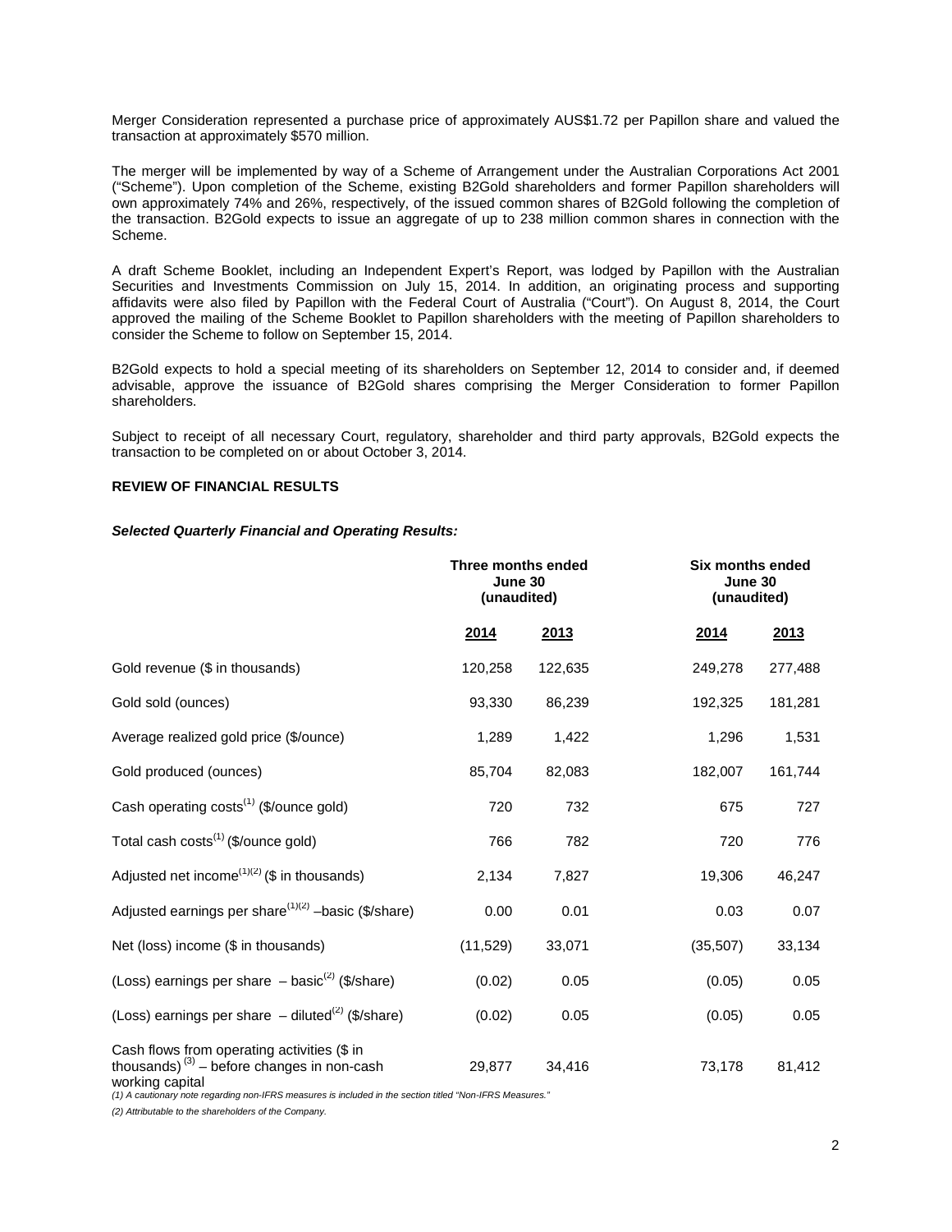Merger Consideration represented a purchase price of approximately AUS$1.72 per Papillon share and valued the transaction at approximately $570 million.

The merger will be implemented by way of a Scheme of Arrangement under the Australian Corporations Act 2001 ("Scheme"). Upon completion of the Scheme, existing B2Gold shareholders and former Papillon shareholders will own approximately 74% and 26%, respectively, of the issued common shares of B2Gold following the completion of the transaction. B2Gold expects to issue an aggregate of up to 238 million common shares in connection with the Scheme.

A draft Scheme Booklet, including an Independent Expert's Report, was lodged by Papillon with the Australian Securities and Investments Commission on July 15, 2014. In addition, an originating process and supporting affidavits were also filed by Papillon with the Federal Court of Australia ("Court"). On August 8, 2014, the Court approved the mailing of the Scheme Booklet to Papillon shareholders with the meeting of Papillon shareholders to consider the Scheme to follow on September 15, 2014.

B2Gold expects to hold a special meeting of its shareholders on September 12, 2014 to consider and, if deemed advisable, approve the issuance of B2Gold shares comprising the Merger Consideration to former Papillon shareholders.

Subject to receipt of all necessary Court, regulatory, shareholder and third party approvals, B2Gold expects the transaction to be completed on or about October 3, 2014.

## REVIEW OF FINANCIAL RESULTS

***Selected Quarterly Financial and Operating Results:***

| | Three months ended June 30 (unaudited) | | Six months ended June 30 (unaudited) | |
|---|---|---|---|---|
| | **2014** | **2013** | **2014** | **2013** |
| Gold revenue ($ in thousands) | 120,258 | 122,635 | 249,278 | 277,488 |
| Gold sold (ounces) | 93,330 | 86,239 | 192,325 | 181,281 |
| Average realized gold price ($/ounce) | 1,289 | 1,422 | 1,296 | 1,531 |
| Gold produced (ounces) | 85,704 | 82,083 | 182,007 | 161,744 |
| Cash operating costs[1] ($/ounce gold) | 720 | 732 | 675 | 727 |
| Total cash costs[1] ($/ounce gold) | 766 | 782 | 720 | 776 |
| Adjusted net income[1][2] ($ in thousands) | 2,134 | 7,827 | 19,306 | 46,247 |
| Adjusted earnings per share[1][2] –basic ($/share) | 0.00 | 0.01 | 0.03 | 0.07 |
| Net (loss) income ($ in thousands) | (11,529) | 33,071 | (35,507) | 33,134 |
| (Loss) earnings per share – basic[2] ($/share) | (0.02) | 0.05 | (0.05) | 0.05 |
| (Loss) earnings per share – diluted[2] ($/share) | (0.02) | 0.05 | (0.05) | 0.05 |
| Cash flows from operating activities ($ in thousands)[3] – before changes in non-cash working capital | 29,877 | 34,416 | 73,178 | 81,412 |

*(1) A cautionary note regarding non-IFRS measures is included in the section titled "Non-IFRS Measures."*

*(2) Attributable to the shareholders of the Company.*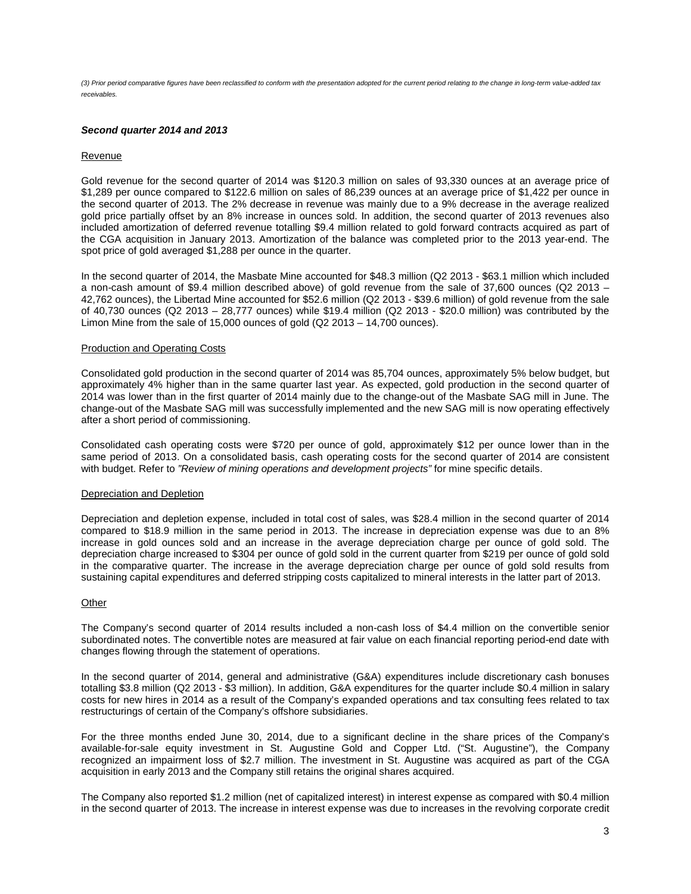*(3) Prior period comparative figures have been reclassified to conform with the presentation adopted for the current period relating to the change in long-term value-added tax receivables.*

### *Second quarter 2014 and 2013*

Revenue

Gold revenue for the second quarter of 2014 was $120.3 million on sales of 93,330 ounces at an average price of $1,289 per ounce compared to $122.6 million on sales of 86,239 ounces at an average price of $1,422 per ounce in the second quarter of 2013. The 2% decrease in revenue was mainly due to a 9% decrease in the average realized gold price partially offset by an 8% increase in ounces sold. In addition, the second quarter of 2013 revenues also included amortization of deferred revenue totalling $9.4 million related to gold forward contracts acquired as part of the CGA acquisition in January 2013. Amortization of the balance was completed prior to the 2013 year-end. The spot price of gold averaged $1,288 per ounce in the quarter.

In the second quarter of 2014, the Masbate Mine accounted for $48.3 million (Q2 2013 - $63.1 million which included a non-cash amount of $9.4 million described above) of gold revenue from the sale of 37,600 ounces (Q2 2013 – 42,762 ounces), the Libertad Mine accounted for $52.6 million (Q2 2013 - $39.6 million) of gold revenue from the sale of 40,730 ounces (Q2 2013 – 28,777 ounces) while $19.4 million (Q2 2013 - $20.0 million) was contributed by the Limon Mine from the sale of 15,000 ounces of gold (Q2 2013 – 14,700 ounces).

Production and Operating Costs

Consolidated gold production in the second quarter of 2014 was 85,704 ounces, approximately 5% below budget, but approximately 4% higher than in the same quarter last year. As expected, gold production in the second quarter of 2014 was lower than in the first quarter of 2014 mainly due to the change-out of the Masbate SAG mill in June. The change-out of the Masbate SAG mill was successfully implemented and the new SAG mill is now operating effectively after a short period of commissioning.

Consolidated cash operating costs were $720 per ounce of gold, approximately $12 per ounce lower than in the same period of 2013. On a consolidated basis, cash operating costs for the second quarter of 2014 are consistent with budget. Refer to *"Review of mining operations and development projects"* for mine specific details.

Depreciation and Depletion

Depreciation and depletion expense, included in total cost of sales, was $28.4 million in the second quarter of 2014 compared to $18.9 million in the same period in 2013. The increase in depreciation expense was due to an 8% increase in gold ounces sold and an increase in the average depreciation charge per ounce of gold sold. The depreciation charge increased to $304 per ounce of gold sold in the current quarter from $219 per ounce of gold sold in the comparative quarter. The increase in the average depreciation charge per ounce of gold sold results from sustaining capital expenditures and deferred stripping costs capitalized to mineral interests in the latter part of 2013.

Other

The Company's second quarter of 2014 results included a non-cash loss of $4.4 million on the convertible senior subordinated notes. The convertible notes are measured at fair value on each financial reporting period-end date with changes flowing through the statement of operations.

In the second quarter of 2014, general and administrative (G&A) expenditures include discretionary cash bonuses totalling $3.8 million (Q2 2013 - $3 million). In addition, G&A expenditures for the quarter include $0.4 million in salary costs for new hires in 2014 as a result of the Company's expanded operations and tax consulting fees related to tax restructurings of certain of the Company's offshore subsidiaries.

For the three months ended June 30, 2014, due to a significant decline in the share prices of the Company's available-for-sale equity investment in St. Augustine Gold and Copper Ltd. ("St. Augustine"), the Company recognized an impairment loss of $2.7 million. The investment in St. Augustine was acquired as part of the CGA acquisition in early 2013 and the Company still retains the original shares acquired.

The Company also reported $1.2 million (net of capitalized interest) in interest expense as compared with $0.4 million in the second quarter of 2013. The increase in interest expense was due to increases in the revolving corporate credit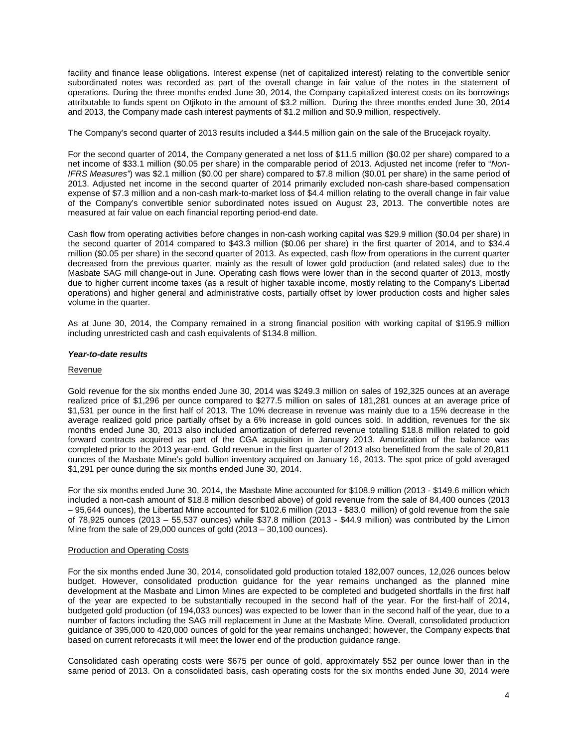facility and finance lease obligations. Interest expense (net of capitalized interest) relating to the convertible senior subordinated notes was recorded as part of the overall change in fair value of the notes in the statement of operations. During the three months ended June 30, 2014, the Company capitalized interest costs on its borrowings attributable to funds spent on Otjikoto in the amount of $3.2 million. During the three months ended June 30, 2014 and 2013, the Company made cash interest payments of $1.2 million and $0.9 million, respectively.

The Company's second quarter of 2013 results included a $44.5 million gain on the sale of the Brucejack royalty.

For the second quarter of 2014, the Company generated a net loss of $11.5 million ($0.02 per share) compared to a net income of $33.1 million ($0.05 per share) in the comparable period of 2013. Adjusted net income (refer to "*Non-IFRS Measures*") was $2.1 million ($0.00 per share) compared to $7.8 million ($0.01 per share) in the same period of 2013. Adjusted net income in the second quarter of 2014 primarily excluded non-cash share-based compensation expense of $7.3 million and a non-cash mark-to-market loss of $4.4 million relating to the overall change in fair value of the Company's convertible senior subordinated notes issued on August 23, 2013. The convertible notes are measured at fair value on each financial reporting period-end date.

Cash flow from operating activities before changes in non-cash working capital was $29.9 million ($0.04 per share) in the second quarter of 2014 compared to $43.3 million ($0.06 per share) in the first quarter of 2014, and to $34.4 million ($0.05 per share) in the second quarter of 2013. As expected, cash flow from operations in the current quarter decreased from the previous quarter, mainly as the result of lower gold production (and related sales) due to the Masbate SAG mill change-out in June. Operating cash flows were lower than in the second quarter of 2013, mostly due to higher current income taxes (as a result of higher taxable income, mostly relating to the Company's Libertad operations) and higher general and administrative costs, partially offset by lower production costs and higher sales volume in the quarter.

As at June 30, 2014, the Company remained in a strong financial position with working capital of $195.9 million including unrestricted cash and cash equivalents of $134.8 million.

***Year-to-date results***

Revenue

Gold revenue for the six months ended June 30, 2014 was $249.3 million on sales of 192,325 ounces at an average realized price of $1,296 per ounce compared to $277.5 million on sales of 181,281 ounces at an average price of $1,531 per ounce in the first half of 2013. The 10% decrease in revenue was mainly due to a 15% decrease in the average realized gold price partially offset by a 6% increase in gold ounces sold. In addition, revenues for the six months ended June 30, 2013 also included amortization of deferred revenue totalling $18.8 million related to gold forward contracts acquired as part of the CGA acquisition in January 2013. Amortization of the balance was completed prior to the 2013 year-end. Gold revenue in the first quarter of 2013 also benefitted from the sale of 20,811 ounces of the Masbate Mine's gold bullion inventory acquired on January 16, 2013. The spot price of gold averaged $1,291 per ounce during the six months ended June 30, 2014.

For the six months ended June 30, 2014, the Masbate Mine accounted for $108.9 million (2013 - $149.6 million which included a non-cash amount of $18.8 million described above) of gold revenue from the sale of 84,400 ounces (2013 – 95,644 ounces), the Libertad Mine accounted for $102.6 million (2013 - $83.0 million) of gold revenue from the sale of 78,925 ounces (2013 – 55,537 ounces) while $37.8 million (2013 - $44.9 million) was contributed by the Limon Mine from the sale of 29,000 ounces of gold (2013 – 30,100 ounces).

Production and Operating Costs

For the six months ended June 30, 2014, consolidated gold production totaled 182,007 ounces, 12,026 ounces below budget. However, consolidated production guidance for the year remains unchanged as the planned mine development at the Masbate and Limon Mines are expected to be completed and budgeted shortfalls in the first half of the year are expected to be substantially recouped in the second half of the year. For the first-half of 2014, budgeted gold production (of 194,033 ounces) was expected to be lower than in the second half of the year, due to a number of factors including the SAG mill replacement in June at the Masbate Mine. Overall, consolidated production guidance of 395,000 to 420,000 ounces of gold for the year remains unchanged; however, the Company expects that based on current reforecasts it will meet the lower end of the production guidance range.

Consolidated cash operating costs were $675 per ounce of gold, approximately $52 per ounce lower than in the same period of 2013. On a consolidated basis, cash operating costs for the six months ended June 30, 2014 were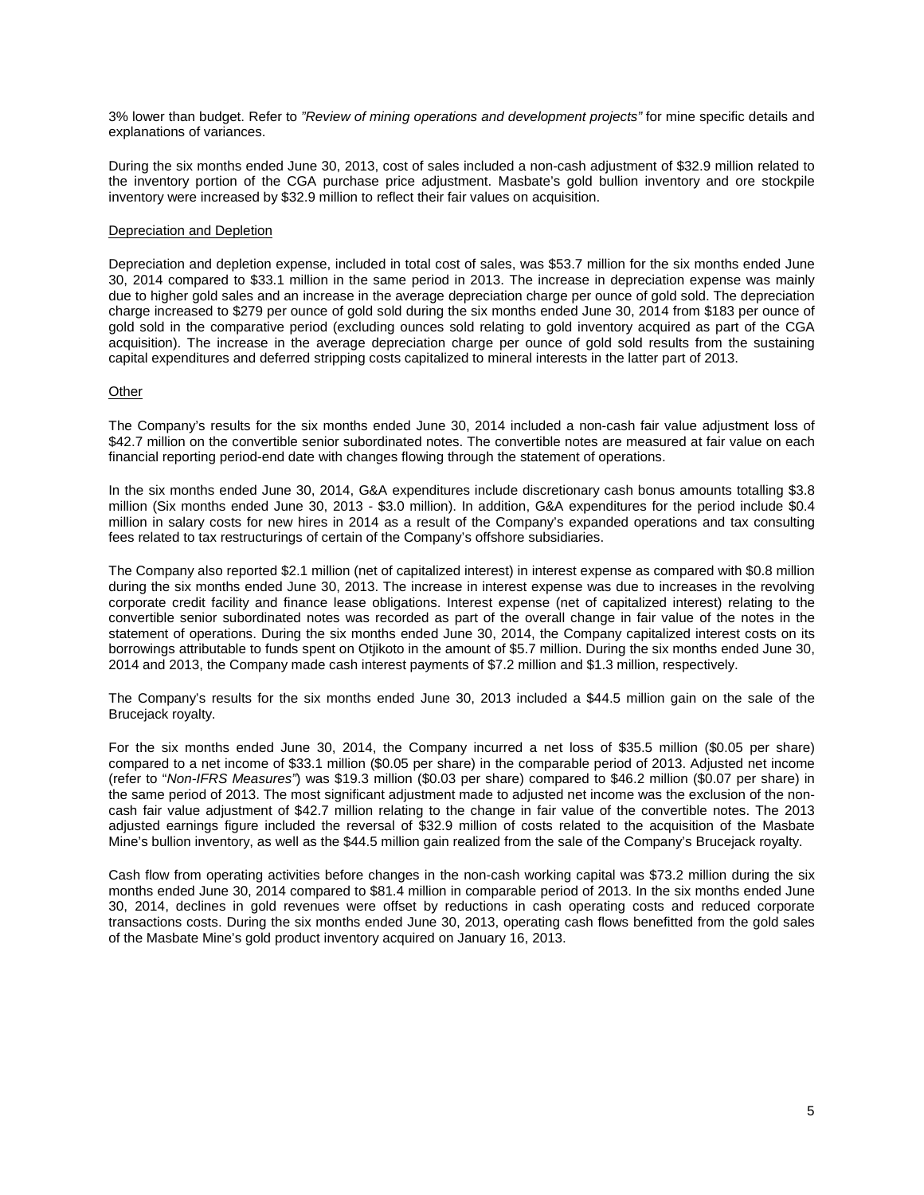3% lower than budget. Refer to *"Review of mining operations and development projects"* for mine specific details and explanations of variances.

During the six months ended June 30, 2013, cost of sales included a non-cash adjustment of $32.9 million related to the inventory portion of the CGA purchase price adjustment. Masbate's gold bullion inventory and ore stockpile inventory were increased by $32.9 million to reflect their fair values on acquisition.

### Depreciation and Depletion

Depreciation and depletion expense, included in total cost of sales, was $53.7 million for the six months ended June 30, 2014 compared to $33.1 million in the same period in 2013. The increase in depreciation expense was mainly due to higher gold sales and an increase in the average depreciation charge per ounce of gold sold. The depreciation charge increased to $279 per ounce of gold sold during the six months ended June 30, 2014 from $183 per ounce of gold sold in the comparative period (excluding ounces sold relating to gold inventory acquired as part of the CGA acquisition). The increase in the average depreciation charge per ounce of gold sold results from the sustaining capital expenditures and deferred stripping costs capitalized to mineral interests in the latter part of 2013.

### Other

The Company's results for the six months ended June 30, 2014 included a non-cash fair value adjustment loss of $42.7 million on the convertible senior subordinated notes. The convertible notes are measured at fair value on each financial reporting period-end date with changes flowing through the statement of operations.

In the six months ended June 30, 2014, G&A expenditures include discretionary cash bonus amounts totalling $3.8 million (Six months ended June 30, 2013 - $3.0 million). In addition, G&A expenditures for the period include $0.4 million in salary costs for new hires in 2014 as a result of the Company's expanded operations and tax consulting fees related to tax restructurings of certain of the Company's offshore subsidiaries.

The Company also reported $2.1 million (net of capitalized interest) in interest expense as compared with $0.8 million during the six months ended June 30, 2013. The increase in interest expense was due to increases in the revolving corporate credit facility and finance lease obligations. Interest expense (net of capitalized interest) relating to the convertible senior subordinated notes was recorded as part of the overall change in fair value of the notes in the statement of operations. During the six months ended June 30, 2014, the Company capitalized interest costs on its borrowings attributable to funds spent on Otjikoto in the amount of $5.7 million. During the six months ended June 30, 2014 and 2013, the Company made cash interest payments of $7.2 million and $1.3 million, respectively.

The Company's results for the six months ended June 30, 2013 included a $44.5 million gain on the sale of the Brucejack royalty.

For the six months ended June 30, 2014, the Company incurred a net loss of $35.5 million ($0.05 per share) compared to a net income of $33.1 million ($0.05 per share) in the comparable period of 2013. Adjusted net income (refer to "*Non-IFRS Measures"*) was $19.3 million ($0.03 per share) compared to $46.2 million ($0.07 per share) in the same period of 2013. The most significant adjustment made to adjusted net income was the exclusion of the non-cash fair value adjustment of $42.7 million relating to the change in fair value of the convertible notes. The 2013 adjusted earnings figure included the reversal of $32.9 million of costs related to the acquisition of the Masbate Mine's bullion inventory, as well as the $44.5 million gain realized from the sale of the Company's Brucejack royalty.

Cash flow from operating activities before changes in the non-cash working capital was $73.2 million during the six months ended June 30, 2014 compared to $81.4 million in comparable period of 2013. In the six months ended June 30, 2014, declines in gold revenues were offset by reductions in cash operating costs and reduced corporate transactions costs. During the six months ended June 30, 2013, operating cash flows benefitted from the gold sales of the Masbate Mine's gold product inventory acquired on January 16, 2013.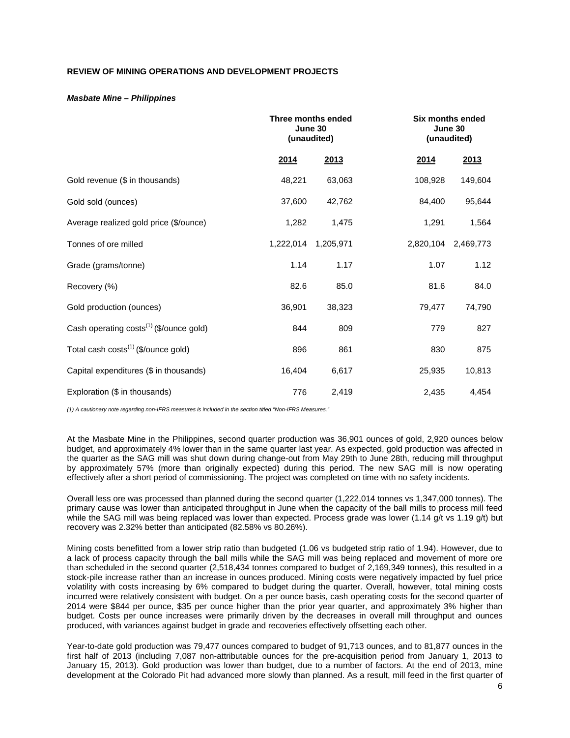**REVIEW OF MINING OPERATIONS AND DEVELOPMENT PROJECTS**

***Masbate Mine – Philippines***

| | Three months ended June 30 (unaudited) | | Six months ended June 30 (unaudited) | |
|---|---|---|---|---|
| | **2014** | **2013** | **2014** | **2013** |
| Gold revenue ($ in thousands) | 48,221 | 63,063 | 108,928 | 149,604 |
| Gold sold (ounces) | 37,600 | 42,762 | 84,400 | 95,644 |
| Average realized gold price ($/ounce) | 1,282 | 1,475 | 1,291 | 1,564 |
| Tonnes of ore milled | 1,222,014 | 1,205,971 | 2,820,104 | 2,469,773 |
| Grade (grams/tonne) | 1.14 | 1.17 | 1.07 | 1.12 |
| Recovery (%) | 82.6 | 85.0 | 81.6 | 84.0 |
| Gold production (ounces) | 36,901 | 38,323 | 79,477 | 74,790 |
| Cash operating costs[(1)] ($/ounce gold) | 844 | 809 | 779 | 827 |
| Total cash costs[(1)] ($/ounce gold) | 896 | 861 | 830 | 875 |
| Capital expenditures ($ in thousands) | 16,404 | 6,617 | 25,935 | 10,813 |
| Exploration ($ in thousands) | 776 | 2,419 | 2,435 | 4,454 |

*(1) A cautionary note regarding non-IFRS measures is included in the section titled "Non-IFRS Measures."*

At the Masbate Mine in the Philippines, second quarter production was 36,901 ounces of gold, 2,920 ounces below budget, and approximately 4% lower than in the same quarter last year. As expected, gold production was affected in the quarter as the SAG mill was shut down during change-out from May 29th to June 28th, reducing mill throughput by approximately 57% (more than originally expected) during this period. The new SAG mill is now operating effectively after a short period of commissioning. The project was completed on time with no safety incidents.

Overall less ore was processed than planned during the second quarter (1,222,014 tonnes vs 1,347,000 tonnes). The primary cause was lower than anticipated throughput in June when the capacity of the ball mills to process mill feed while the SAG mill was being replaced was lower than expected. Process grade was lower (1.14 g/t vs 1.19 g/t) but recovery was 2.32% better than anticipated (82.58% vs 80.26%).

Mining costs benefitted from a lower strip ratio than budgeted (1.06 vs budgeted strip ratio of 1.94). However, due to a lack of process capacity through the ball mills while the SAG mill was being replaced and movement of more ore than scheduled in the second quarter (2,518,434 tonnes compared to budget of 2,169,349 tonnes), this resulted in a stock-pile increase rather than an increase in ounces produced. Mining costs were negatively impacted by fuel price volatility with costs increasing by 6% compared to budget during the quarter. Overall, however, total mining costs incurred were relatively consistent with budget. On a per ounce basis, cash operating costs for the second quarter of 2014 were $844 per ounce, $35 per ounce higher than the prior year quarter, and approximately 3% higher than budget. Costs per ounce increases were primarily driven by the decreases in overall mill throughput and ounces produced, with variances against budget in grade and recoveries effectively offsetting each other.

Year-to-date gold production was 79,477 ounces compared to budget of 91,713 ounces, and to 81,877 ounces in the first half of 2013 (including 7,087 non-attributable ounces for the pre-acquisition period from January 1, 2013 to January 15, 2013). Gold production was lower than budget, due to a number of factors. At the end of 2013, mine development at the Colorado Pit had advanced more slowly than planned. As a result, mill feed in the first quarter of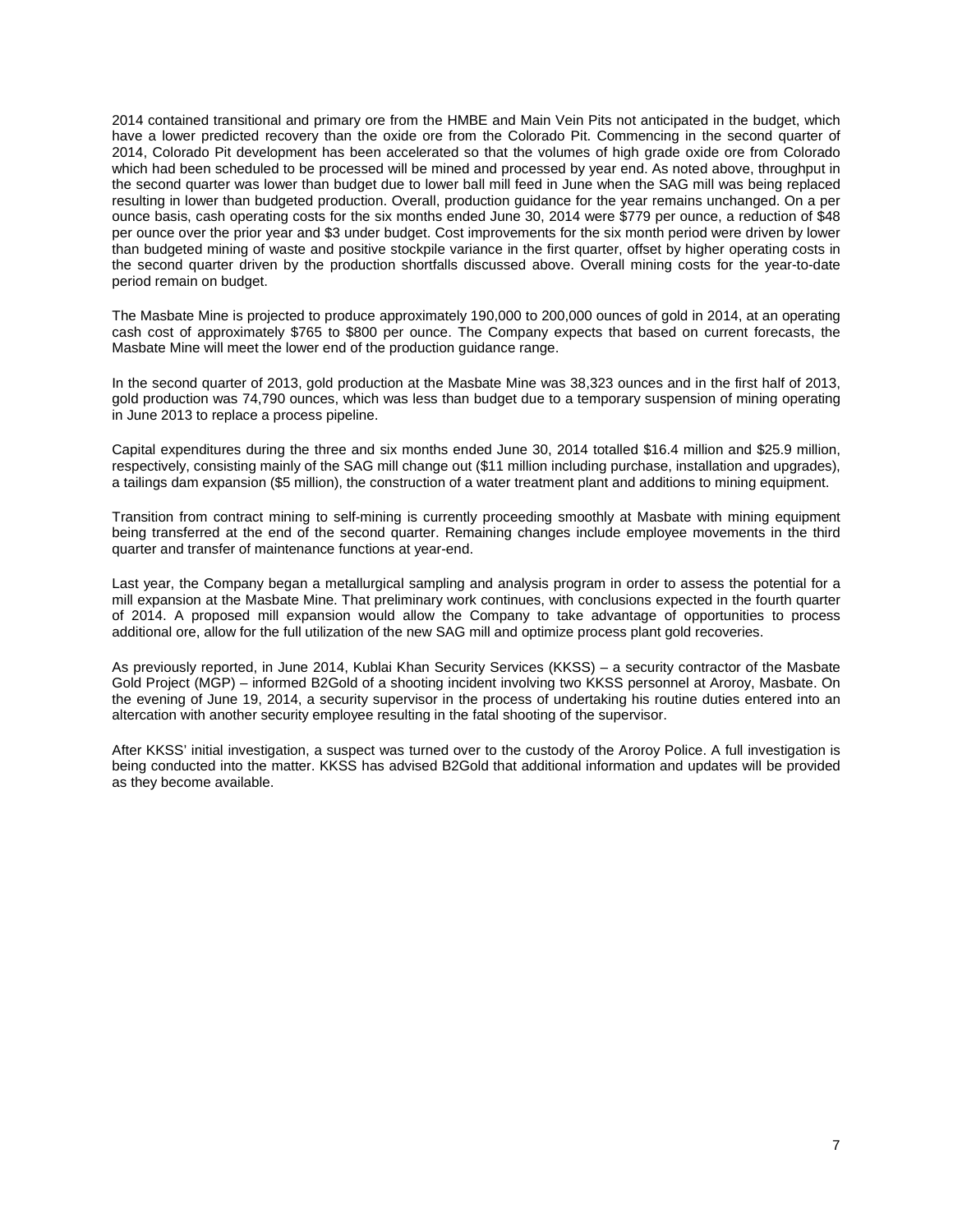2014 contained transitional and primary ore from the HMBE and Main Vein Pits not anticipated in the budget, which have a lower predicted recovery than the oxide ore from the Colorado Pit. Commencing in the second quarter of 2014, Colorado Pit development has been accelerated so that the volumes of high grade oxide ore from Colorado which had been scheduled to be processed will be mined and processed by year end. As noted above, throughput in the second quarter was lower than budget due to lower ball mill feed in June when the SAG mill was being replaced resulting in lower than budgeted production. Overall, production guidance for the year remains unchanged. On a per ounce basis, cash operating costs for the six months ended June 30, 2014 were $779 per ounce, a reduction of $48 per ounce over the prior year and $3 under budget. Cost improvements for the six month period were driven by lower than budgeted mining of waste and positive stockpile variance in the first quarter, offset by higher operating costs in the second quarter driven by the production shortfalls discussed above. Overall mining costs for the year-to-date period remain on budget.

The Masbate Mine is projected to produce approximately 190,000 to 200,000 ounces of gold in 2014, at an operating cash cost of approximately $765 to $800 per ounce. The Company expects that based on current forecasts, the Masbate Mine will meet the lower end of the production guidance range.

In the second quarter of 2013, gold production at the Masbate Mine was 38,323 ounces and in the first half of 2013, gold production was 74,790 ounces, which was less than budget due to a temporary suspension of mining operating in June 2013 to replace a process pipeline.

Capital expenditures during the three and six months ended June 30, 2014 totalled $16.4 million and $25.9 million, respectively, consisting mainly of the SAG mill change out ($11 million including purchase, installation and upgrades), a tailings dam expansion ($5 million), the construction of a water treatment plant and additions to mining equipment.

Transition from contract mining to self-mining is currently proceeding smoothly at Masbate with mining equipment being transferred at the end of the second quarter. Remaining changes include employee movements in the third quarter and transfer of maintenance functions at year-end.

Last year, the Company began a metallurgical sampling and analysis program in order to assess the potential for a mill expansion at the Masbate Mine. That preliminary work continues, with conclusions expected in the fourth quarter of 2014. A proposed mill expansion would allow the Company to take advantage of opportunities to process additional ore, allow for the full utilization of the new SAG mill and optimize process plant gold recoveries.

As previously reported, in June 2014, Kublai Khan Security Services (KKSS) – a security contractor of the Masbate Gold Project (MGP) – informed B2Gold of a shooting incident involving two KKSS personnel at Aroroy, Masbate. On the evening of June 19, 2014, a security supervisor in the process of undertaking his routine duties entered into an altercation with another security employee resulting in the fatal shooting of the supervisor.

After KKSS' initial investigation, a suspect was turned over to the custody of the Aroroy Police. A full investigation is being conducted into the matter. KKSS has advised B2Gold that additional information and updates will be provided as they become available.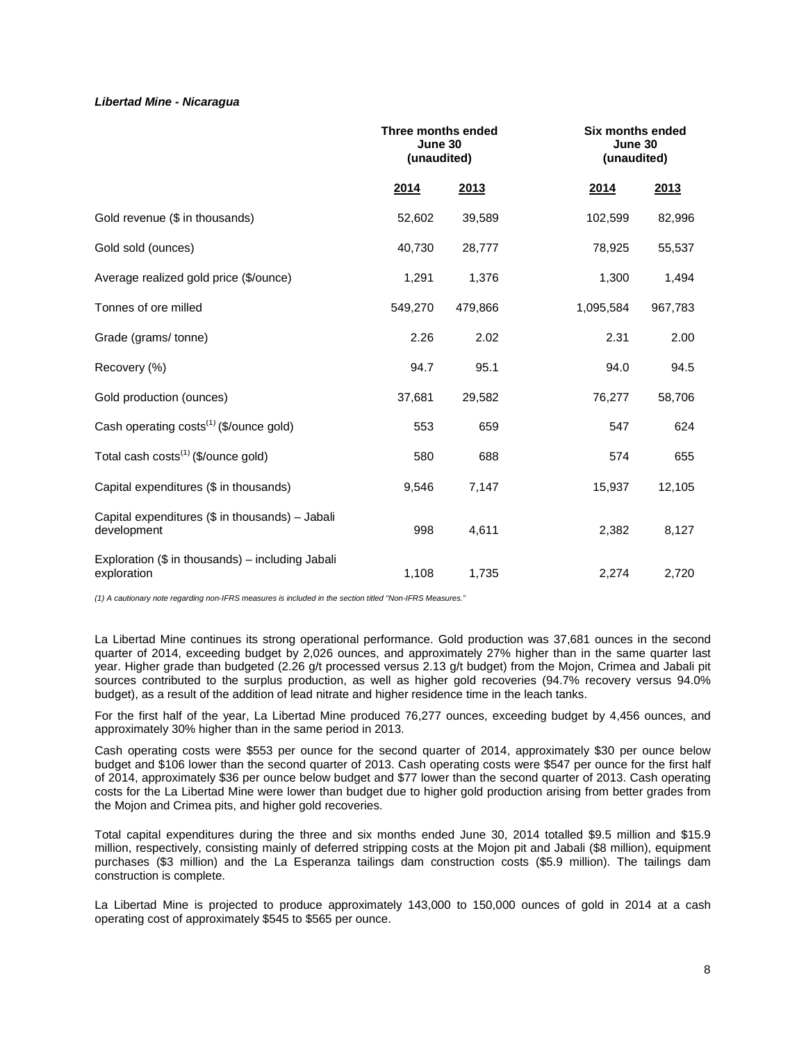***Libertad Mine - Nicaragua***

| | Three months ended June 30 (unaudited) | | Six months ended June 30 (unaudited) | |
|---|---|---|---|---|
| | **2014** | **2013** | **2014** | **2013** |
| Gold revenue ($ in thousands) | 52,602 | 39,589 | 102,599 | 82,996 |
| Gold sold (ounces) | 40,730 | 28,777 | 78,925 | 55,537 |
| Average realized gold price ($/ounce) | 1,291 | 1,376 | 1,300 | 1,494 |
| Tonnes of ore milled | 549,270 | 479,866 | 1,095,584 | 967,783 |
| Grade (grams/ tonne) | 2.26 | 2.02 | 2.31 | 2.00 |
| Recovery (%) | 94.7 | 95.1 | 94.0 | 94.5 |
| Gold production (ounces) | 37,681 | 29,582 | 76,277 | 58,706 |
| Cash operating costs(1) ($/ounce gold) | 553 | 659 | 547 | 624 |
| Total cash costs(1) ($/ounce gold) | 580 | 688 | 574 | 655 |
| Capital expenditures ($ in thousands) | 9,546 | 7,147 | 15,937 | 12,105 |
| Capital expenditures ($ in thousands) – Jabali development | 998 | 4,611 | 2,382 | 8,127 |
| Exploration ($ in thousands) – including Jabali exploration | 1,108 | 1,735 | 2,274 | 2,720 |

*(1) A cautionary note regarding non-IFRS measures is included in the section titled "Non-IFRS Measures."*

La Libertad Mine continues its strong operational performance. Gold production was 37,681 ounces in the second quarter of 2014, exceeding budget by 2,026 ounces, and approximately 27% higher than in the same quarter last year. Higher grade than budgeted (2.26 g/t processed versus 2.13 g/t budget) from the Mojon, Crimea and Jabali pit sources contributed to the surplus production, as well as higher gold recoveries (94.7% recovery versus 94.0% budget), as a result of the addition of lead nitrate and higher residence time in the leach tanks.

For the first half of the year, La Libertad Mine produced 76,277 ounces, exceeding budget by 4,456 ounces, and approximately 30% higher than in the same period in 2013.

Cash operating costs were $553 per ounce for the second quarter of 2014, approximately $30 per ounce below budget and $106 lower than the second quarter of 2013. Cash operating costs were $547 per ounce for the first half of 2014, approximately $36 per ounce below budget and $77 lower than the second quarter of 2013. Cash operating costs for the La Libertad Mine were lower than budget due to higher gold production arising from better grades from the Mojon and Crimea pits, and higher gold recoveries.

Total capital expenditures during the three and six months ended June 30, 2014 totalled $9.5 million and $15.9 million, respectively, consisting mainly of deferred stripping costs at the Mojon pit and Jabali ($8 million), equipment purchases ($3 million) and the La Esperanza tailings dam construction costs ($5.9 million). The tailings dam construction is complete.

La Libertad Mine is projected to produce approximately 143,000 to 150,000 ounces of gold in 2014 at a cash operating cost of approximately $545 to $565 per ounce.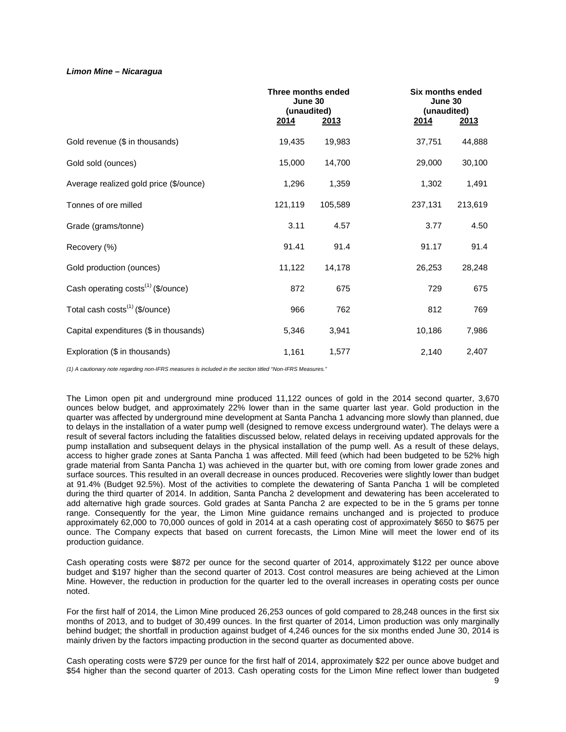***Limon Mine – Nicaragua***

| | Three months ended June 30 (unaudited) | | Six months ended June 30 (unaudited) | |
|---|---|---|---|---|
| | 2014 | 2013 | 2014 | 2013 |
| Gold revenue ($ in thousands) | 19,435 | 19,983 | 37,751 | 44,888 |
| Gold sold (ounces) | 15,000 | 14,700 | 29,000 | 30,100 |
| Average realized gold price ($/ounce) | 1,296 | 1,359 | 1,302 | 1,491 |
| Tonnes of ore milled | 121,119 | 105,589 | 237,131 | 213,619 |
| Grade (grams/tonne) | 3.11 | 4.57 | 3.77 | 4.50 |
| Recovery (%) | 91.41 | 91.4 | 91.17 | 91.4 |
| Gold production (ounces) | 11,122 | 14,178 | 26,253 | 28,248 |
| Cash operating costs(1) ($/ounce) | 872 | 675 | 729 | 675 |
| Total cash costs(1) ($/ounce) | 966 | 762 | 812 | 769 |
| Capital expenditures ($ in thousands) | 5,346 | 3,941 | 10,186 | 7,986 |
| Exploration ($ in thousands) | 1,161 | 1,577 | 2,140 | 2,407 |

*(1) A cautionary note regarding non-IFRS measures is included in the section titled "Non-IFRS Measures."*

The Limon open pit and underground mine produced 11,122 ounces of gold in the 2014 second quarter, 3,670 ounces below budget, and approximately 22% lower than in the same quarter last year. Gold production in the quarter was affected by underground mine development at Santa Pancha 1 advancing more slowly than planned, due to delays in the installation of a water pump well (designed to remove excess underground water). The delays were a result of several factors including the fatalities discussed below, related delays in receiving updated approvals for the pump installation and subsequent delays in the physical installation of the pump well. As a result of these delays, access to higher grade zones at Santa Pancha 1 was affected. Mill feed (which had been budgeted to be 52% high grade material from Santa Pancha 1) was achieved in the quarter but, with ore coming from lower grade zones and surface sources. This resulted in an overall decrease in ounces produced. Recoveries were slightly lower than budget at 91.4% (Budget 92.5%). Most of the activities to complete the dewatering of Santa Pancha 1 will be completed during the third quarter of 2014. In addition, Santa Pancha 2 development and dewatering has been accelerated to add alternative high grade sources. Gold grades at Santa Pancha 2 are expected to be in the 5 grams per tonne range. Consequently for the year, the Limon Mine guidance remains unchanged and is projected to produce approximately 62,000 to 70,000 ounces of gold in 2014 at a cash operating cost of approximately $650 to $675 per ounce. The Company expects that based on current forecasts, the Limon Mine will meet the lower end of its production guidance.

Cash operating costs were $872 per ounce for the second quarter of 2014, approximately $122 per ounce above budget and $197 higher than the second quarter of 2013. Cost control measures are being achieved at the Limon Mine. However, the reduction in production for the quarter led to the overall increases in operating costs per ounce noted.

For the first half of 2014, the Limon Mine produced 26,253 ounces of gold compared to 28,248 ounces in the first six months of 2013, and to budget of 30,499 ounces. In the first quarter of 2014, Limon production was only marginally behind budget; the shortfall in production against budget of 4,246 ounces for the six months ended June 30, 2014 is mainly driven by the factors impacting production in the second quarter as documented above.

Cash operating costs were $729 per ounce for the first half of 2014, approximately $22 per ounce above budget and $54 higher than the second quarter of 2013. Cash operating costs for the Limon Mine reflect lower than budgeted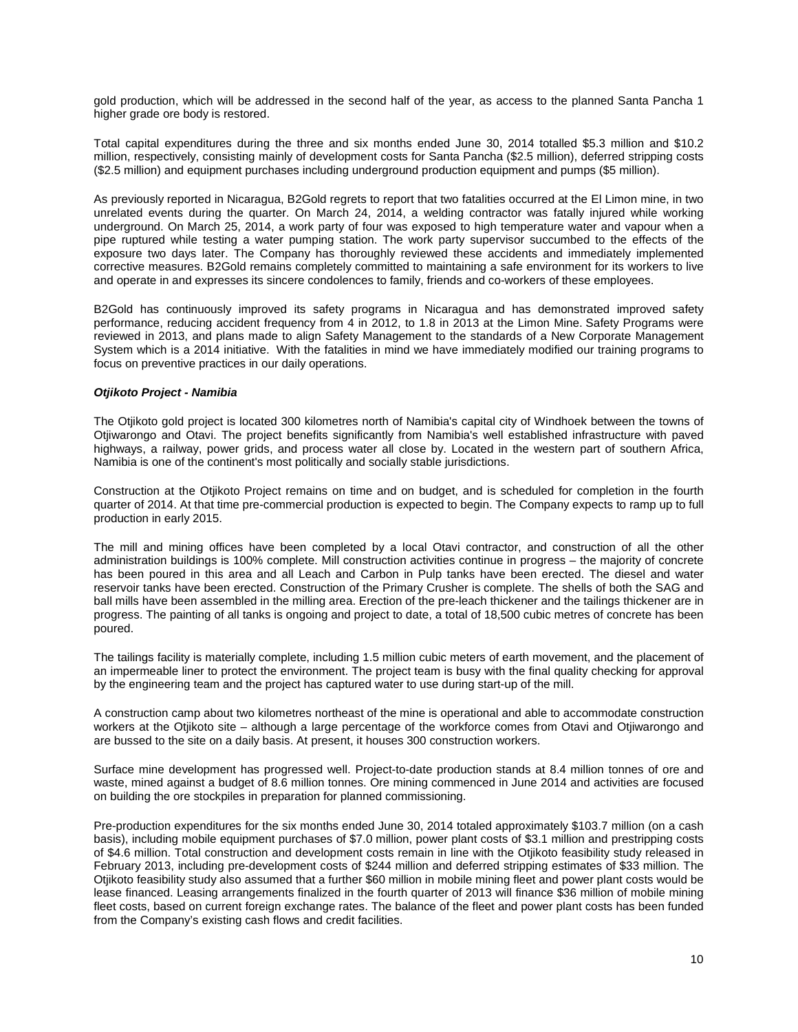gold production, which will be addressed in the second half of the year, as access to the planned Santa Pancha 1 higher grade ore body is restored.

Total capital expenditures during the three and six months ended June 30, 2014 totalled $5.3 million and $10.2 million, respectively, consisting mainly of development costs for Santa Pancha ($2.5 million), deferred stripping costs ($2.5 million) and equipment purchases including underground production equipment and pumps ($5 million).

As previously reported in Nicaragua, B2Gold regrets to report that two fatalities occurred at the El Limon mine, in two unrelated events during the quarter. On March 24, 2014, a welding contractor was fatally injured while working underground. On March 25, 2014, a work party of four was exposed to high temperature water and vapour when a pipe ruptured while testing a water pumping station. The work party supervisor succumbed to the effects of the exposure two days later. The Company has thoroughly reviewed these accidents and immediately implemented corrective measures. B2Gold remains completely committed to maintaining a safe environment for its workers to live and operate in and expresses its sincere condolences to family, friends and co-workers of these employees.

B2Gold has continuously improved its safety programs in Nicaragua and has demonstrated improved safety performance, reducing accident frequency from 4 in 2012, to 1.8 in 2013 at the Limon Mine. Safety Programs were reviewed in 2013, and plans made to align Safety Management to the standards of a New Corporate Management System which is a 2014 initiative. With the fatalities in mind we have immediately modified our training programs to focus on preventive practices in our daily operations.

***Otjikoto Project - Namibia***

The Otjikoto gold project is located 300 kilometres north of Namibia's capital city of Windhoek between the towns of Otjiwarongo and Otavi. The project benefits significantly from Namibia's well established infrastructure with paved highways, a railway, power grids, and process water all close by. Located in the western part of southern Africa, Namibia is one of the continent's most politically and socially stable jurisdictions.

Construction at the Otjikoto Project remains on time and on budget, and is scheduled for completion in the fourth quarter of 2014. At that time pre-commercial production is expected to begin. The Company expects to ramp up to full production in early 2015.

The mill and mining offices have been completed by a local Otavi contractor, and construction of all the other administration buildings is 100% complete. Mill construction activities continue in progress – the majority of concrete has been poured in this area and all Leach and Carbon in Pulp tanks have been erected. The diesel and water reservoir tanks have been erected. Construction of the Primary Crusher is complete. The shells of both the SAG and ball mills have been assembled in the milling area. Erection of the pre-leach thickener and the tailings thickener are in progress. The painting of all tanks is ongoing and project to date, a total of 18,500 cubic metres of concrete has been poured.

The tailings facility is materially complete, including 1.5 million cubic meters of earth movement, and the placement of an impermeable liner to protect the environment. The project team is busy with the final quality checking for approval by the engineering team and the project has captured water to use during start-up of the mill.

A construction camp about two kilometres northeast of the mine is operational and able to accommodate construction workers at the Otjikoto site – although a large percentage of the workforce comes from Otavi and Otjiwarongo and are bussed to the site on a daily basis. At present, it houses 300 construction workers.

Surface mine development has progressed well. Project-to-date production stands at 8.4 million tonnes of ore and waste, mined against a budget of 8.6 million tonnes. Ore mining commenced in June 2014 and activities are focused on building the ore stockpiles in preparation for planned commissioning.

Pre-production expenditures for the six months ended June 30, 2014 totaled approximately $103.7 million (on a cash basis), including mobile equipment purchases of $7.0 million, power plant costs of $3.1 million and prestripping costs of $4.6 million. Total construction and development costs remain in line with the Otjikoto feasibility study released in February 2013, including pre-development costs of $244 million and deferred stripping estimates of $33 million. The Otjikoto feasibility study also assumed that a further $60 million in mobile mining fleet and power plant costs would be lease financed. Leasing arrangements finalized in the fourth quarter of 2013 will finance $36 million of mobile mining fleet costs, based on current foreign exchange rates. The balance of the fleet and power plant costs has been funded from the Company's existing cash flows and credit facilities.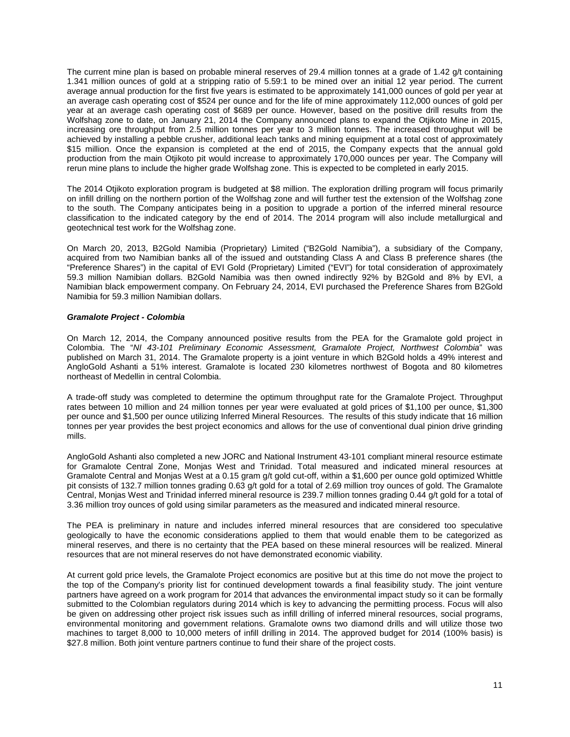The current mine plan is based on probable mineral reserves of 29.4 million tonnes at a grade of 1.42 g/t containing 1.341 million ounces of gold at a stripping ratio of 5.59:1 to be mined over an initial 12 year period. The current average annual production for the first five years is estimated to be approximately 141,000 ounces of gold per year at an average cash operating cost of $524 per ounce and for the life of mine approximately 112,000 ounces of gold per year at an average cash operating cost of $689 per ounce. However, based on the positive drill results from the Wolfshag zone to date, on January 21, 2014 the Company announced plans to expand the Otjikoto Mine in 2015, increasing ore throughput from 2.5 million tonnes per year to 3 million tonnes. The increased throughput will be achieved by installing a pebble crusher, additional leach tanks and mining equipment at a total cost of approximately $15 million. Once the expansion is completed at the end of 2015, the Company expects that the annual gold production from the main Otjikoto pit would increase to approximately 170,000 ounces per year. The Company will rerun mine plans to include the higher grade Wolfshag zone. This is expected to be completed in early 2015.

The 2014 Otjikoto exploration program is budgeted at $8 million. The exploration drilling program will focus primarily on infill drilling on the northern portion of the Wolfshag zone and will further test the extension of the Wolfshag zone to the south. The Company anticipates being in a position to upgrade a portion of the inferred mineral resource classification to the indicated category by the end of 2014. The 2014 program will also include metallurgical and geotechnical test work for the Wolfshag zone.

On March 20, 2013, B2Gold Namibia (Proprietary) Limited ("B2Gold Namibia"), a subsidiary of the Company, acquired from two Namibian banks all of the issued and outstanding Class A and Class B preference shares (the "Preference Shares") in the capital of EVI Gold (Proprietary) Limited ("EVI") for total consideration of approximately 59.3 million Namibian dollars. B2Gold Namibia was then owned indirectly 92% by B2Gold and 8% by EVI, a Namibian black empowerment company. On February 24, 2014, EVI purchased the Preference Shares from B2Gold Namibia for 59.3 million Namibian dollars.

***Gramalote Project - Colombia***

On March 12, 2014, the Company announced positive results from the PEA for the Gramalote gold project in Colombia. The "*NI 43-101 Preliminary Economic Assessment, Gramalote Project, Northwest Colombia*" was published on March 31, 2014. The Gramalote property is a joint venture in which B2Gold holds a 49% interest and AngloGold Ashanti a 51% interest. Gramalote is located 230 kilometres northwest of Bogota and 80 kilometres northeast of Medellin in central Colombia.

A trade-off study was completed to determine the optimum throughput rate for the Gramalote Project. Throughput rates between 10 million and 24 million tonnes per year were evaluated at gold prices of $1,100 per ounce, $1,300 per ounce and $1,500 per ounce utilizing Inferred Mineral Resources. The results of this study indicate that 16 million tonnes per year provides the best project economics and allows for the use of conventional dual pinion drive grinding mills.

AngloGold Ashanti also completed a new JORC and National Instrument 43-101 compliant mineral resource estimate for Gramalote Central Zone, Monjas West and Trinidad. Total measured and indicated mineral resources at Gramalote Central and Monjas West at a 0.15 gram g/t gold cut-off, within a $1,600 per ounce gold optimized Whittle pit consists of 132.7 million tonnes grading 0.63 g/t gold for a total of 2.69 million troy ounces of gold. The Gramalote Central, Monjas West and Trinidad inferred mineral resource is 239.7 million tonnes grading 0.44 g/t gold for a total of 3.36 million troy ounces of gold using similar parameters as the measured and indicated mineral resource.

The PEA is preliminary in nature and includes inferred mineral resources that are considered too speculative geologically to have the economic considerations applied to them that would enable them to be categorized as mineral reserves, and there is no certainty that the PEA based on these mineral resources will be realized. Mineral resources that are not mineral reserves do not have demonstrated economic viability.

At current gold price levels, the Gramalote Project economics are positive but at this time do not move the project to the top of the Company's priority list for continued development towards a final feasibility study. The joint venture partners have agreed on a work program for 2014 that advances the environmental impact study so it can be formally submitted to the Colombian regulators during 2014 which is key to advancing the permitting process. Focus will also be given on addressing other project risk issues such as infill drilling of inferred mineral resources, social programs, environmental monitoring and government relations. Gramalote owns two diamond drills and will utilize those two machines to target 8,000 to 10,000 meters of infill drilling in 2014. The approved budget for 2014 (100% basis) is $27.8 million. Both joint venture partners continue to fund their share of the project costs.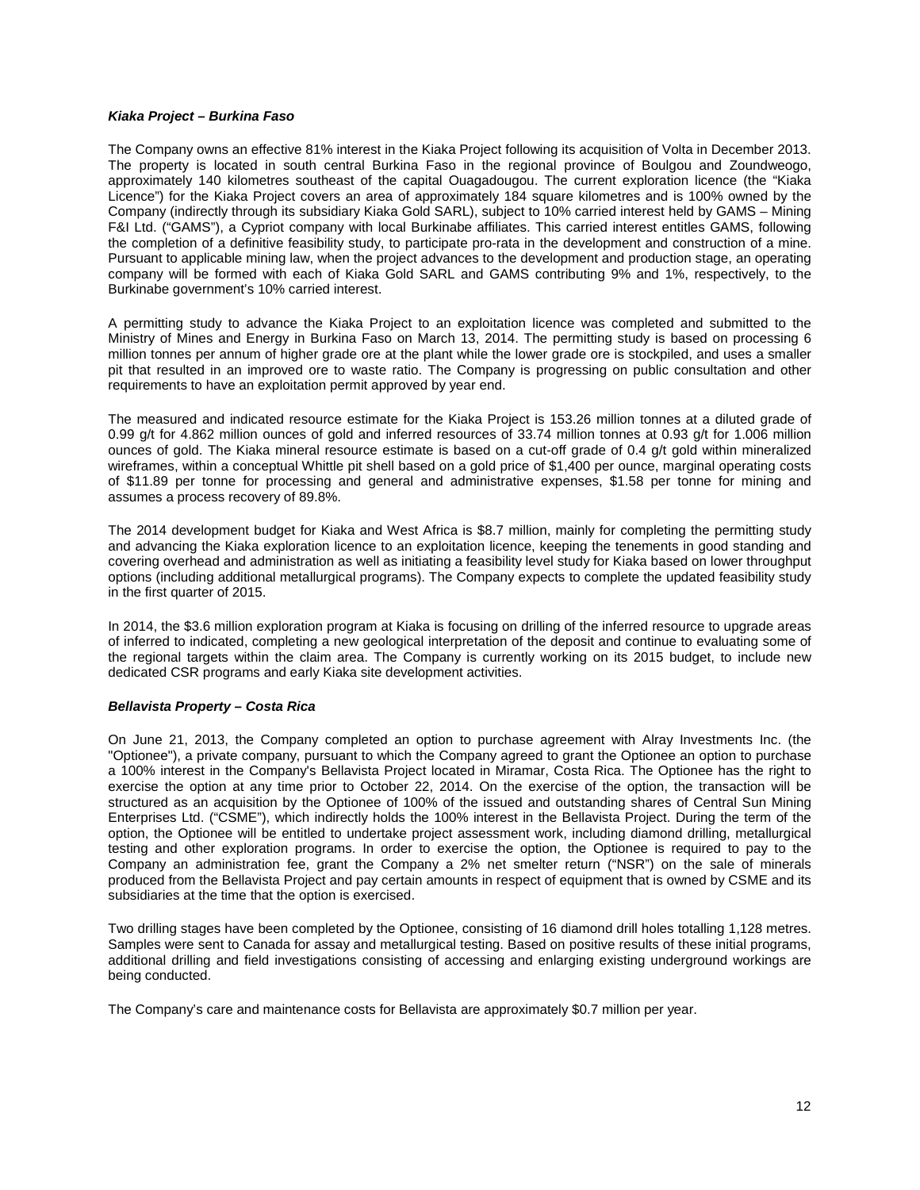### ***Kiaka Project – Burkina Faso***

The Company owns an effective 81% interest in the Kiaka Project following its acquisition of Volta in December 2013. The property is located in south central Burkina Faso in the regional province of Boulgou and Zoundweogo, approximately 140 kilometres southeast of the capital Ouagadougou. The current exploration licence (the "Kiaka Licence") for the Kiaka Project covers an area of approximately 184 square kilometres and is 100% owned by the Company (indirectly through its subsidiary Kiaka Gold SARL), subject to 10% carried interest held by GAMS – Mining F&I Ltd. ("GAMS"), a Cypriot company with local Burkinabe affiliates. This carried interest entitles GAMS, following the completion of a definitive feasibility study, to participate pro-rata in the development and construction of a mine. Pursuant to applicable mining law, when the project advances to the development and production stage, an operating company will be formed with each of Kiaka Gold SARL and GAMS contributing 9% and 1%, respectively, to the Burkinabe government's 10% carried interest.

A permitting study to advance the Kiaka Project to an exploitation licence was completed and submitted to the Ministry of Mines and Energy in Burkina Faso on March 13, 2014. The permitting study is based on processing 6 million tonnes per annum of higher grade ore at the plant while the lower grade ore is stockpiled, and uses a smaller pit that resulted in an improved ore to waste ratio. The Company is progressing on public consultation and other requirements to have an exploitation permit approved by year end.

The measured and indicated resource estimate for the Kiaka Project is 153.26 million tonnes at a diluted grade of 0.99 g/t for 4.862 million ounces of gold and inferred resources of 33.74 million tonnes at 0.93 g/t for 1.006 million ounces of gold. The Kiaka mineral resource estimate is based on a cut-off grade of 0.4 g/t gold within mineralized wireframes, within a conceptual Whittle pit shell based on a gold price of $1,400 per ounce, marginal operating costs of $11.89 per tonne for processing and general and administrative expenses, $1.58 per tonne for mining and assumes a process recovery of 89.8%.

The 2014 development budget for Kiaka and West Africa is $8.7 million, mainly for completing the permitting study and advancing the Kiaka exploration licence to an exploitation licence, keeping the tenements in good standing and covering overhead and administration as well as initiating a feasibility level study for Kiaka based on lower throughput options (including additional metallurgical programs). The Company expects to complete the updated feasibility study in the first quarter of 2015.

In 2014, the $3.6 million exploration program at Kiaka is focusing on drilling of the inferred resource to upgrade areas of inferred to indicated, completing a new geological interpretation of the deposit and continue to evaluating some of the regional targets within the claim area. The Company is currently working on its 2015 budget, to include new dedicated CSR programs and early Kiaka site development activities.

### ***Bellavista Property – Costa Rica***

On June 21, 2013, the Company completed an option to purchase agreement with Alray Investments Inc. (the "Optionee"), a private company, pursuant to which the Company agreed to grant the Optionee an option to purchase a 100% interest in the Company's Bellavista Project located in Miramar, Costa Rica. The Optionee has the right to exercise the option at any time prior to October 22, 2014. On the exercise of the option, the transaction will be structured as an acquisition by the Optionee of 100% of the issued and outstanding shares of Central Sun Mining Enterprises Ltd. ("CSME"), which indirectly holds the 100% interest in the Bellavista Project. During the term of the option, the Optionee will be entitled to undertake project assessment work, including diamond drilling, metallurgical testing and other exploration programs. In order to exercise the option, the Optionee is required to pay to the Company an administration fee, grant the Company a 2% net smelter return ("NSR") on the sale of minerals produced from the Bellavista Project and pay certain amounts in respect of equipment that is owned by CSME and its subsidiaries at the time that the option is exercised.

Two drilling stages have been completed by the Optionee, consisting of 16 diamond drill holes totalling 1,128 metres. Samples were sent to Canada for assay and metallurgical testing. Based on positive results of these initial programs, additional drilling and field investigations consisting of accessing and enlarging existing underground workings are being conducted.

The Company's care and maintenance costs for Bellavista are approximately $0.7 million per year.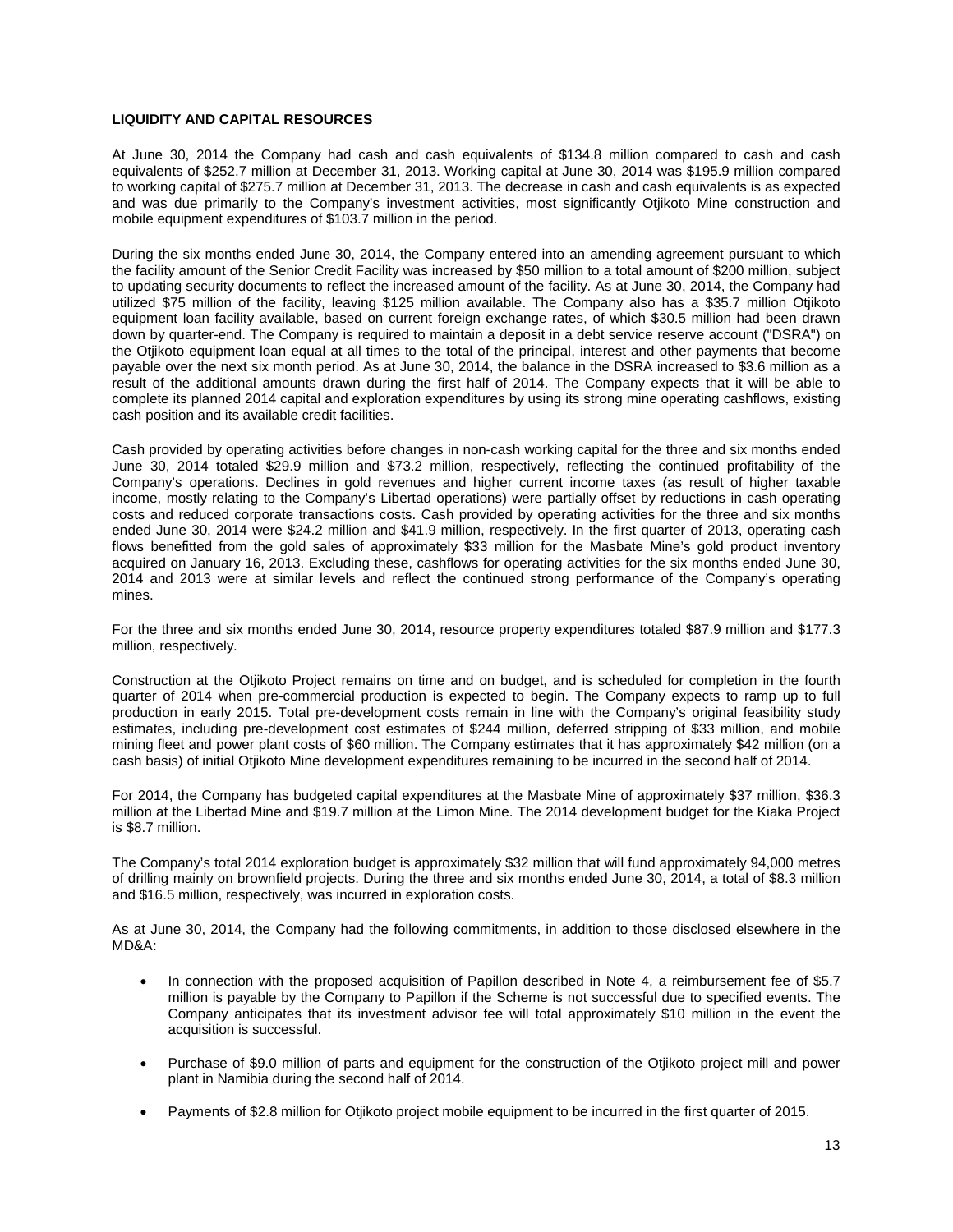**LIQUIDITY AND CAPITAL RESOURCES**

At June 30, 2014 the Company had cash and cash equivalents of $134.8 million compared to cash and cash equivalents of $252.7 million at December 31, 2013. Working capital at June 30, 2014 was $195.9 million compared to working capital of $275.7 million at December 31, 2013. The decrease in cash and cash equivalents is as expected and was due primarily to the Company's investment activities, most significantly Otjikoto Mine construction and mobile equipment expenditures of $103.7 million in the period.

During the six months ended June 30, 2014, the Company entered into an amending agreement pursuant to which the facility amount of the Senior Credit Facility was increased by $50 million to a total amount of $200 million, subject to updating security documents to reflect the increased amount of the facility. As at June 30, 2014, the Company had utilized $75 million of the facility, leaving $125 million available. The Company also has a $35.7 million Otjikoto equipment loan facility available, based on current foreign exchange rates, of which $30.5 million had been drawn down by quarter-end. The Company is required to maintain a deposit in a debt service reserve account ("DSRA") on the Otjikoto equipment loan equal at all times to the total of the principal, interest and other payments that become payable over the next six month period. As at June 30, 2014, the balance in the DSRA increased to $3.6 million as a result of the additional amounts drawn during the first half of 2014. The Company expects that it will be able to complete its planned 2014 capital and exploration expenditures by using its strong mine operating cashflows, existing cash position and its available credit facilities.

Cash provided by operating activities before changes in non-cash working capital for the three and six months ended June 30, 2014 totaled $29.9 million and $73.2 million, respectively, reflecting the continued profitability of the Company's operations. Declines in gold revenues and higher current income taxes (as result of higher taxable income, mostly relating to the Company's Libertad operations) were partially offset by reductions in cash operating costs and reduced corporate transactions costs. Cash provided by operating activities for the three and six months ended June 30, 2014 were $24.2 million and $41.9 million, respectively. In the first quarter of 2013, operating cash flows benefitted from the gold sales of approximately $33 million for the Masbate Mine's gold product inventory acquired on January 16, 2013. Excluding these, cashflows for operating activities for the six months ended June 30, 2014 and 2013 were at similar levels and reflect the continued strong performance of the Company's operating mines.

For the three and six months ended June 30, 2014, resource property expenditures totaled $87.9 million and $177.3 million, respectively.

Construction at the Otjikoto Project remains on time and on budget, and is scheduled for completion in the fourth quarter of 2014 when pre-commercial production is expected to begin. The Company expects to ramp up to full production in early 2015. Total pre-development costs remain in line with the Company's original feasibility study estimates, including pre-development cost estimates of $244 million, deferred stripping of $33 million, and mobile mining fleet and power plant costs of $60 million. The Company estimates that it has approximately $42 million (on a cash basis) of initial Otjikoto Mine development expenditures remaining to be incurred in the second half of 2014.

For 2014, the Company has budgeted capital expenditures at the Masbate Mine of approximately $37 million, $36.3 million at the Libertad Mine and $19.7 million at the Limon Mine. The 2014 development budget for the Kiaka Project is $8.7 million.

The Company's total 2014 exploration budget is approximately $32 million that will fund approximately 94,000 metres of drilling mainly on brownfield projects. During the three and six months ended June 30, 2014, a total of $8.3 million and $16.5 million, respectively, was incurred in exploration costs.

As at June 30, 2014, the Company had the following commitments, in addition to those disclosed elsewhere in the MD&A:

- In connection with the proposed acquisition of Papillon described in Note 4, a reimbursement fee of $5.7 million is payable by the Company to Papillon if the Scheme is not successful due to specified events. The Company anticipates that its investment advisor fee will total approximately $10 million in the event the acquisition is successful.

- Purchase of $9.0 million of parts and equipment for the construction of the Otjikoto project mill and power plant in Namibia during the second half of 2014.

- Payments of $2.8 million for Otjikoto project mobile equipment to be incurred in the first quarter of 2015.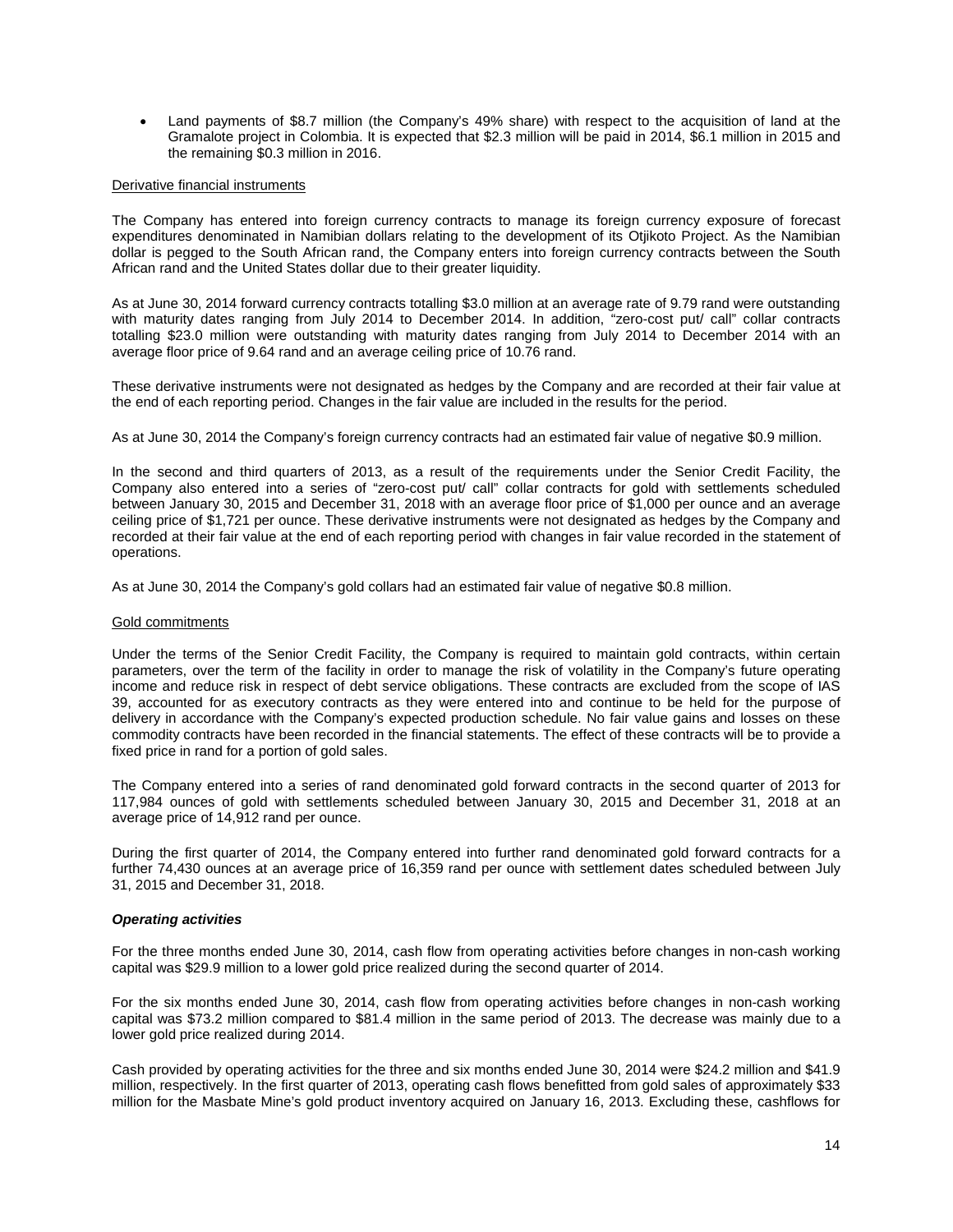- Land payments of $8.7 million (the Company's 49% share) with respect to the acquisition of land at the Gramalote project in Colombia. It is expected that $2.3 million will be paid in 2014, $6.1 million in 2015 and the remaining $0.3 million in 2016.

Derivative financial instruments

The Company has entered into foreign currency contracts to manage its foreign currency exposure of forecast expenditures denominated in Namibian dollars relating to the development of its Otjikoto Project. As the Namibian dollar is pegged to the South African rand, the Company enters into foreign currency contracts between the South African rand and the United States dollar due to their greater liquidity.

As at June 30, 2014 forward currency contracts totalling $3.0 million at an average rate of 9.79 rand were outstanding with maturity dates ranging from July 2014 to December 2014. In addition, "zero-cost put/ call" collar contracts totalling $23.0 million were outstanding with maturity dates ranging from July 2014 to December 2014 with an average floor price of 9.64 rand and an average ceiling price of 10.76 rand.

These derivative instruments were not designated as hedges by the Company and are recorded at their fair value at the end of each reporting period. Changes in the fair value are included in the results for the period.

As at June 30, 2014 the Company's foreign currency contracts had an estimated fair value of negative $0.9 million.

In the second and third quarters of 2013, as a result of the requirements under the Senior Credit Facility, the Company also entered into a series of "zero-cost put/ call" collar contracts for gold with settlements scheduled between January 30, 2015 and December 31, 2018 with an average floor price of $1,000 per ounce and an average ceiling price of $1,721 per ounce. These derivative instruments were not designated as hedges by the Company and recorded at their fair value at the end of each reporting period with changes in fair value recorded in the statement of operations.

As at June 30, 2014 the Company's gold collars had an estimated fair value of negative $0.8 million.

Gold commitments

Under the terms of the Senior Credit Facility, the Company is required to maintain gold contracts, within certain parameters, over the term of the facility in order to manage the risk of volatility in the Company's future operating income and reduce risk in respect of debt service obligations. These contracts are excluded from the scope of IAS 39, accounted for as executory contracts as they were entered into and continue to be held for the purpose of delivery in accordance with the Company's expected production schedule. No fair value gains and losses on these commodity contracts have been recorded in the financial statements. The effect of these contracts will be to provide a fixed price in rand for a portion of gold sales.

The Company entered into a series of rand denominated gold forward contracts in the second quarter of 2013 for 117,984 ounces of gold with settlements scheduled between January 30, 2015 and December 31, 2018 at an average price of 14,912 rand per ounce.

During the first quarter of 2014, the Company entered into further rand denominated gold forward contracts for a further 74,430 ounces at an average price of 16,359 rand per ounce with settlement dates scheduled between July 31, 2015 and December 31, 2018.

***Operating activities***

For the three months ended June 30, 2014, cash flow from operating activities before changes in non-cash working capital was $29.9 million to a lower gold price realized during the second quarter of 2014.

For the six months ended June 30, 2014, cash flow from operating activities before changes in non-cash working capital was $73.2 million compared to $81.4 million in the same period of 2013. The decrease was mainly due to a lower gold price realized during 2014.

Cash provided by operating activities for the three and six months ended June 30, 2014 were $24.2 million and $41.9 million, respectively. In the first quarter of 2013, operating cash flows benefitted from gold sales of approximately $33 million for the Masbate Mine's gold product inventory acquired on January 16, 2013. Excluding these, cashflows for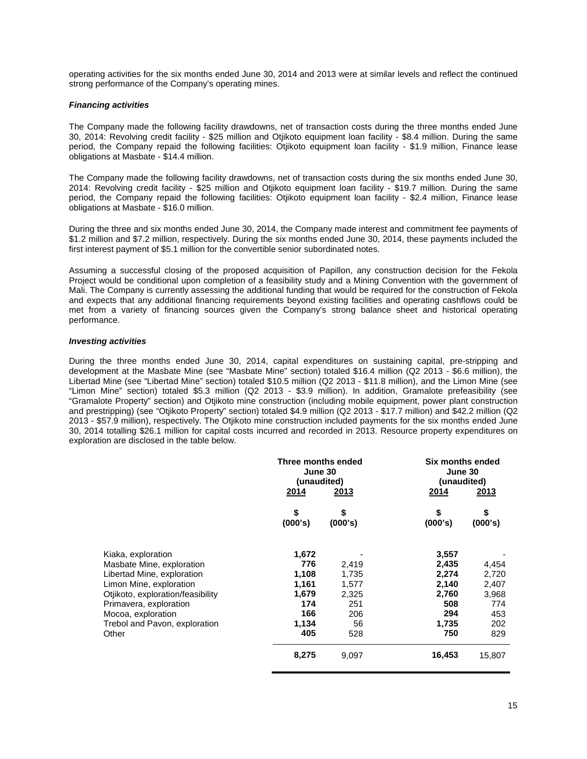operating activities for the six months ended June 30, 2014 and 2013 were at similar levels and reflect the continued strong performance of the Company's operating mines.

***Financing activities***

The Company made the following facility drawdowns, net of transaction costs during the three months ended June 30, 2014: Revolving credit facility - $25 million and Otjikoto equipment loan facility - $8.4 million. During the same period, the Company repaid the following facilities: Otjikoto equipment loan facility - $1.9 million, Finance lease obligations at Masbate - $14.4 million.

The Company made the following facility drawdowns, net of transaction costs during the six months ended June 30, 2014: Revolving credit facility - $25 million and Otjikoto equipment loan facility - $19.7 million. During the same period, the Company repaid the following facilities: Otjikoto equipment loan facility - $2.4 million, Finance lease obligations at Masbate - $16.0 million.

During the three and six months ended June 30, 2014, the Company made interest and commitment fee payments of $1.2 million and $7.2 million, respectively. During the six months ended June 30, 2014, these payments included the first interest payment of $5.1 million for the convertible senior subordinated notes.

Assuming a successful closing of the proposed acquisition of Papillon, any construction decision for the Fekola Project would be conditional upon completion of a feasibility study and a Mining Convention with the government of Mali. The Company is currently assessing the additional funding that would be required for the construction of Fekola and expects that any additional financing requirements beyond existing facilities and operating cashflows could be met from a variety of financing sources given the Company's strong balance sheet and historical operating performance.

***Investing activities***

During the three months ended June 30, 2014, capital expenditures on sustaining capital, pre-stripping and development at the Masbate Mine (see "Masbate Mine" section) totaled $16.4 million (Q2 2013 - $6.6 million), the Libertad Mine (see "Libertad Mine" section) totaled $10.5 million (Q2 2013 - $11.8 million), and the Limon Mine (see "Limon Mine" section) totaled $5.3 million (Q2 2013 - $3.9 million). In addition, Gramalote prefeasibility (see "Gramalote Property" section) and Otjikoto mine construction (including mobile equipment, power plant construction and prestripping) (see "Otjikoto Property" section) totaled $4.9 million (Q2 2013 - $17.7 million) and $42.2 million (Q2 2013 - $57.9 million), respectively. The Otjikoto mine construction included payments for the six months ended June 30, 2014 totalling $26.1 million for capital costs incurred and recorded in 2013. Resource property expenditures on exploration are disclosed in the table below.

| | Three months ended June 30 (unaudited) | | Six months ended June 30 (unaudited) | |
|---|---|---|---|---|
| | 2014 | 2013 | 2014 | 2013 |
| | $ (000's) | $ (000's) | $ (000's) | $ (000's) |
| Kiaka, exploration | **1,672** | - | **3,557** | - |
| Masbate Mine, exploration | **776** | 2,419 | **2,435** | 4,454 |
| Libertad Mine, exploration | **1,108** | 1,735 | **2,274** | 2,720 |
| Limon Mine, exploration | **1,161** | 1,577 | **2,140** | 2,407 |
| Otjikoto, exploration/feasibility | **1,679** | 2,325 | **2,760** | 3,968 |
| Primavera, exploration | **174** | 251 | **508** | 774 |
| Mocoa, exploration | **166** | 206 | **294** | 453 |
| Trebol and Pavon, exploration | **1,134** | 56 | **1,735** | 202 |
| Other | **405** | 528 | **750** | 829 |
| | **8,275** | 9,097 | **16,453** | 15,807 |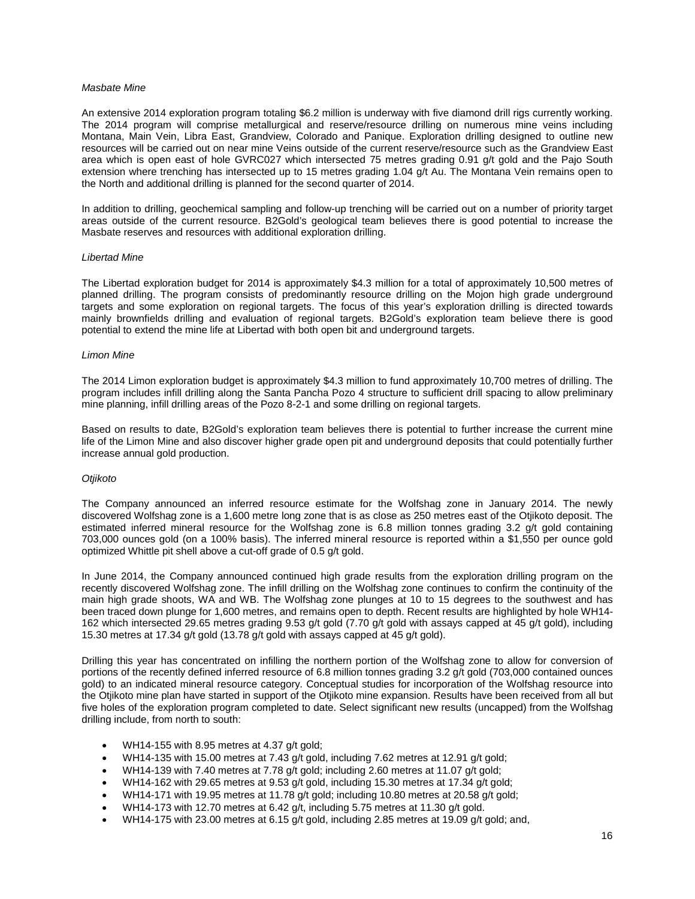*Masbate Mine*

An extensive 2014 exploration program totaling $6.2 million is underway with five diamond drill rigs currently working. The 2014 program will comprise metallurgical and reserve/resource drilling on numerous mine veins including Montana, Main Vein, Libra East, Grandview, Colorado and Panique. Exploration drilling designed to outline new resources will be carried out on near mine Veins outside of the current reserve/resource such as the Grandview East area which is open east of hole GVRC027 which intersected 75 metres grading 0.91 g/t gold and the Pajo South extension where trenching has intersected up to 15 metres grading 1.04 g/t Au. The Montana Vein remains open to the North and additional drilling is planned for the second quarter of 2014.

In addition to drilling, geochemical sampling and follow-up trenching will be carried out on a number of priority target areas outside of the current resource. B2Gold's geological team believes there is good potential to increase the Masbate reserves and resources with additional exploration drilling.

*Libertad Mine*

The Libertad exploration budget for 2014 is approximately $4.3 million for a total of approximately 10,500 metres of planned drilling. The program consists of predominantly resource drilling on the Mojon high grade underground targets and some exploration on regional targets. The focus of this year's exploration drilling is directed towards mainly brownfields drilling and evaluation of regional targets. B2Gold's exploration team believe there is good potential to extend the mine life at Libertad with both open bit and underground targets.

*Limon Mine*

The 2014 Limon exploration budget is approximately $4.3 million to fund approximately 10,700 metres of drilling. The program includes infill drilling along the Santa Pancha Pozo 4 structure to sufficient drill spacing to allow preliminary mine planning, infill drilling areas of the Pozo 8-2-1 and some drilling on regional targets.

Based on results to date, B2Gold's exploration team believes there is potential to further increase the current mine life of the Limon Mine and also discover higher grade open pit and underground deposits that could potentially further increase annual gold production.

*Otjikoto*

The Company announced an inferred resource estimate for the Wolfshag zone in January 2014. The newly discovered Wolfshag zone is a 1,600 metre long zone that is as close as 250 metres east of the Otjikoto deposit. The estimated inferred mineral resource for the Wolfshag zone is 6.8 million tonnes grading 3.2 g/t gold containing 703,000 ounces gold (on a 100% basis). The inferred mineral resource is reported within a $1,550 per ounce gold optimized Whittle pit shell above a cut-off grade of 0.5 g/t gold.

In June 2014, the Company announced continued high grade results from the exploration drilling program on the recently discovered Wolfshag zone. The infill drilling on the Wolfshag zone continues to confirm the continuity of the main high grade shoots, WA and WB. The Wolfshag zone plunges at 10 to 15 degrees to the southwest and has been traced down plunge for 1,600 metres, and remains open to depth. Recent results are highlighted by hole WH14-162 which intersected 29.65 metres grading 9.53 g/t gold (7.70 g/t gold with assays capped at 45 g/t gold), including 15.30 metres at 17.34 g/t gold (13.78 g/t gold with assays capped at 45 g/t gold).

Drilling this year has concentrated on infilling the northern portion of the Wolfshag zone to allow for conversion of portions of the recently defined inferred resource of 6.8 million tonnes grading 3.2 g/t gold (703,000 contained ounces gold) to an indicated mineral resource category. Conceptual studies for incorporation of the Wolfshag resource into the Otjikoto mine plan have started in support of the Otjikoto mine expansion. Results have been received from all but five holes of the exploration program completed to date. Select significant new results (uncapped) from the Wolfshag drilling include, from north to south:

- WH14-155 with 8.95 metres at 4.37 g/t gold;
- WH14-135 with 15.00 metres at 7.43 g/t gold, including 7.62 metres at 12.91 g/t gold;
- WH14-139 with 7.40 metres at 7.78 g/t gold; including 2.60 metres at 11.07 g/t gold;
- WH14-162 with 29.65 metres at 9.53 g/t gold, including 15.30 metres at 17.34 g/t gold;
- WH14-171 with 19.95 metres at 11.78 g/t gold; including 10.80 metres at 20.58 g/t gold;
- WH14-173 with 12.70 metres at 6.42 g/t, including 5.75 metres at 11.30 g/t gold.
- WH14-175 with 23.00 metres at 6.15 g/t gold, including 2.85 metres at 19.09 g/t gold; and,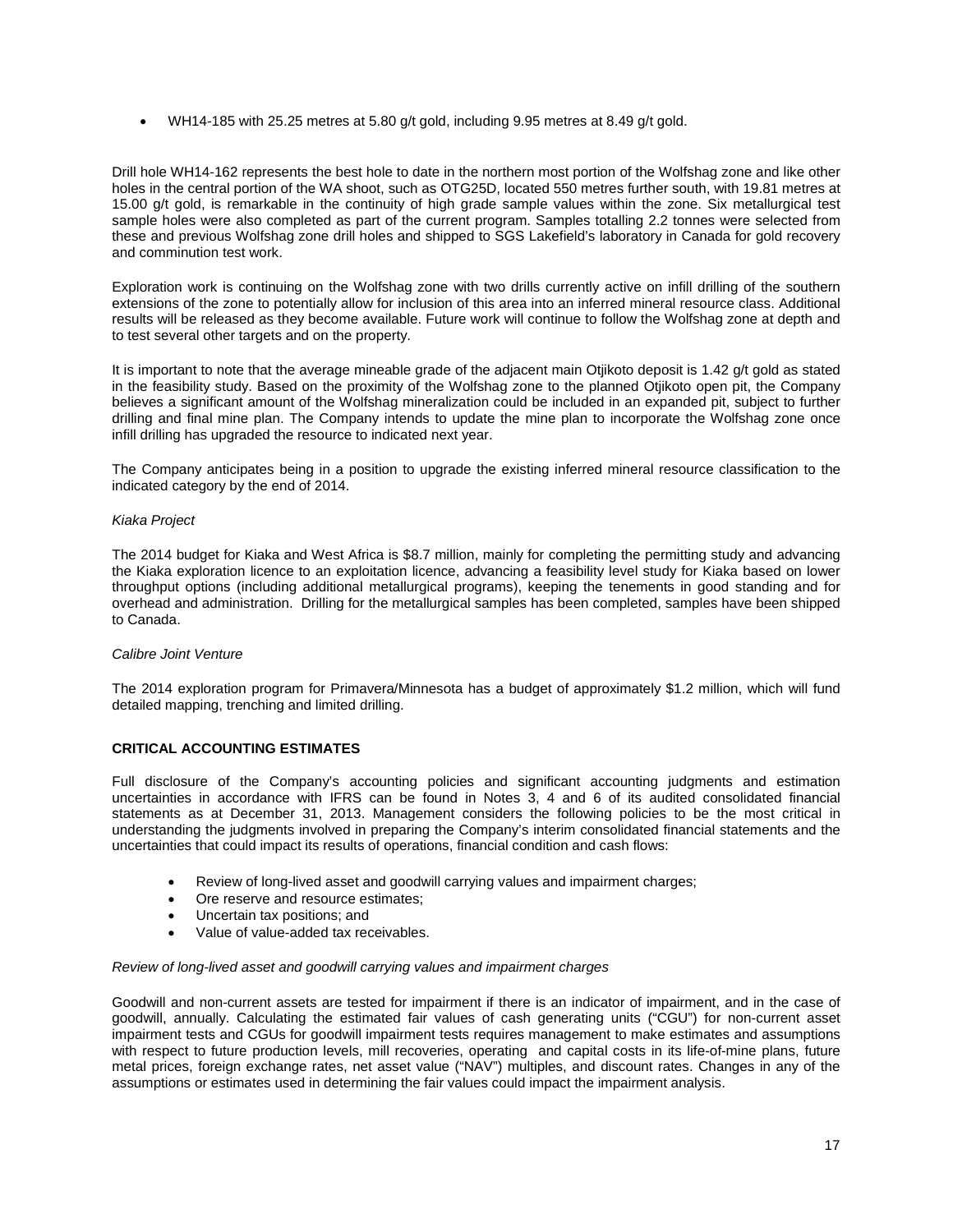- WH14-185 with 25.25 metres at 5.80 g/t gold, including 9.95 metres at 8.49 g/t gold.

Drill hole WH14-162 represents the best hole to date in the northern most portion of the Wolfshag zone and like other holes in the central portion of the WA shoot, such as OTG25D, located 550 metres further south, with 19.81 metres at 15.00 g/t gold, is remarkable in the continuity of high grade sample values within the zone. Six metallurgical test sample holes were also completed as part of the current program. Samples totalling 2.2 tonnes were selected from these and previous Wolfshag zone drill holes and shipped to SGS Lakefield's laboratory in Canada for gold recovery and comminution test work.

Exploration work is continuing on the Wolfshag zone with two drills currently active on infill drilling of the southern extensions of the zone to potentially allow for inclusion of this area into an inferred mineral resource class. Additional results will be released as they become available. Future work will continue to follow the Wolfshag zone at depth and to test several other targets and on the property.

It is important to note that the average mineable grade of the adjacent main Otjikoto deposit is 1.42 g/t gold as stated in the feasibility study. Based on the proximity of the Wolfshag zone to the planned Otjikoto open pit, the Company believes a significant amount of the Wolfshag mineralization could be included in an expanded pit, subject to further drilling and final mine plan. The Company intends to update the mine plan to incorporate the Wolfshag zone once infill drilling has upgraded the resource to indicated next year.

The Company anticipates being in a position to upgrade the existing inferred mineral resource classification to the indicated category by the end of 2014.

*Kiaka Project*

The 2014 budget for Kiaka and West Africa is $8.7 million, mainly for completing the permitting study and advancing the Kiaka exploration licence to an exploitation licence, advancing a feasibility level study for Kiaka based on lower throughput options (including additional metallurgical programs), keeping the tenements in good standing and for overhead and administration. Drilling for the metallurgical samples has been completed, samples have been shipped to Canada.

*Calibre Joint Venture*

The 2014 exploration program for Primavera/Minnesota has a budget of approximately $1.2 million, which will fund detailed mapping, trenching and limited drilling.

## CRITICAL ACCOUNTING ESTIMATES

Full disclosure of the Company's accounting policies and significant accounting judgments and estimation uncertainties in accordance with IFRS can be found in Notes 3, 4 and 6 of its audited consolidated financial statements as at December 31, 2013. Management considers the following policies to be the most critical in understanding the judgments involved in preparing the Company's interim consolidated financial statements and the uncertainties that could impact its results of operations, financial condition and cash flows:

- Review of long-lived asset and goodwill carrying values and impairment charges;
- Ore reserve and resource estimates;
- Uncertain tax positions; and
- Value of value-added tax receivables.

*Review of long-lived asset and goodwill carrying values and impairment charges*

Goodwill and non-current assets are tested for impairment if there is an indicator of impairment, and in the case of goodwill, annually. Calculating the estimated fair values of cash generating units ("CGU") for non-current asset impairment tests and CGUs for goodwill impairment tests requires management to make estimates and assumptions with respect to future production levels, mill recoveries, operating and capital costs in its life-of-mine plans, future metal prices, foreign exchange rates, net asset value ("NAV") multiples, and discount rates. Changes in any of the assumptions or estimates used in determining the fair values could impact the impairment analysis.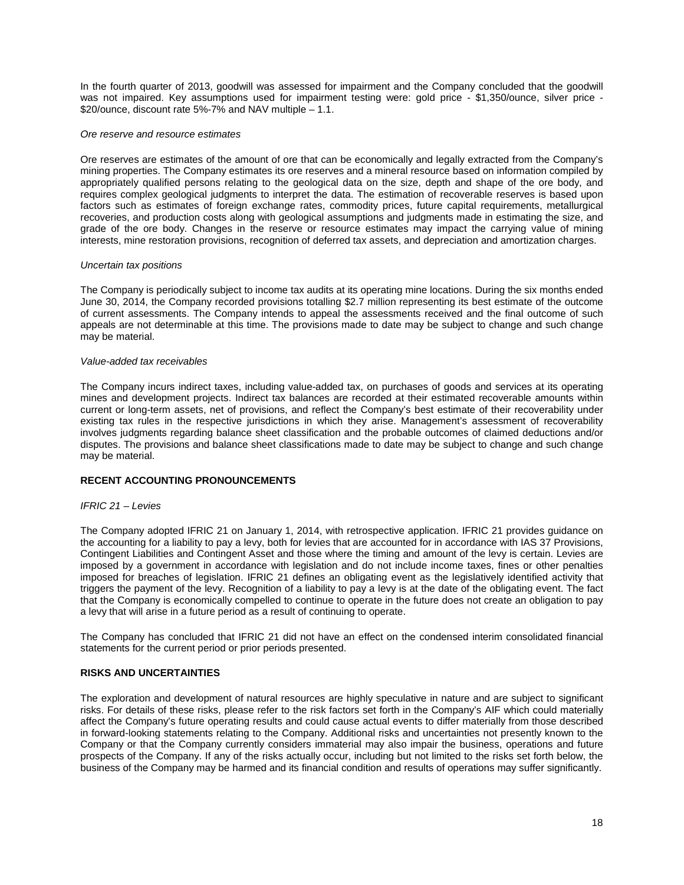In the fourth quarter of 2013, goodwill was assessed for impairment and the Company concluded that the goodwill was not impaired. Key assumptions used for impairment testing were: gold price - $1,350/ounce, silver price - $20/ounce, discount rate 5%-7% and NAV multiple – 1.1.

*Ore reserve and resource estimates*

Ore reserves are estimates of the amount of ore that can be economically and legally extracted from the Company's mining properties. The Company estimates its ore reserves and a mineral resource based on information compiled by appropriately qualified persons relating to the geological data on the size, depth and shape of the ore body, and requires complex geological judgments to interpret the data. The estimation of recoverable reserves is based upon factors such as estimates of foreign exchange rates, commodity prices, future capital requirements, metallurgical recoveries, and production costs along with geological assumptions and judgments made in estimating the size, and grade of the ore body. Changes in the reserve or resource estimates may impact the carrying value of mining interests, mine restoration provisions, recognition of deferred tax assets, and depreciation and amortization charges.

*Uncertain tax positions*

The Company is periodically subject to income tax audits at its operating mine locations. During the six months ended June 30, 2014, the Company recorded provisions totalling $2.7 million representing its best estimate of the outcome of current assessments. The Company intends to appeal the assessments received and the final outcome of such appeals are not determinable at this time. The provisions made to date may be subject to change and such change may be material.

*Value-added tax receivables*

The Company incurs indirect taxes, including value-added tax, on purchases of goods and services at its operating mines and development projects. Indirect tax balances are recorded at their estimated recoverable amounts within current or long-term assets, net of provisions, and reflect the Company's best estimate of their recoverability under existing tax rules in the respective jurisdictions in which they arise. Management's assessment of recoverability involves judgments regarding balance sheet classification and the probable outcomes of claimed deductions and/or disputes. The provisions and balance sheet classifications made to date may be subject to change and such change may be material.

## RECENT ACCOUNTING PRONOUNCEMENTS

*IFRIC 21 – Levies*

The Company adopted IFRIC 21 on January 1, 2014, with retrospective application. IFRIC 21 provides guidance on the accounting for a liability to pay a levy, both for levies that are accounted for in accordance with IAS 37 Provisions, Contingent Liabilities and Contingent Asset and those where the timing and amount of the levy is certain. Levies are imposed by a government in accordance with legislation and do not include income taxes, fines or other penalties imposed for breaches of legislation. IFRIC 21 defines an obligating event as the legislatively identified activity that triggers the payment of the levy. Recognition of a liability to pay a levy is at the date of the obligating event. The fact that the Company is economically compelled to continue to operate in the future does not create an obligation to pay a levy that will arise in a future period as a result of continuing to operate.

The Company has concluded that IFRIC 21 did not have an effect on the condensed interim consolidated financial statements for the current period or prior periods presented.

## RISKS AND UNCERTAINTIES

The exploration and development of natural resources are highly speculative in nature and are subject to significant risks. For details of these risks, please refer to the risk factors set forth in the Company's AIF which could materially affect the Company's future operating results and could cause actual events to differ materially from those described in forward-looking statements relating to the Company. Additional risks and uncertainties not presently known to the Company or that the Company currently considers immaterial may also impair the business, operations and future prospects of the Company. If any of the risks actually occur, including but not limited to the risks set forth below, the business of the Company may be harmed and its financial condition and results of operations may suffer significantly.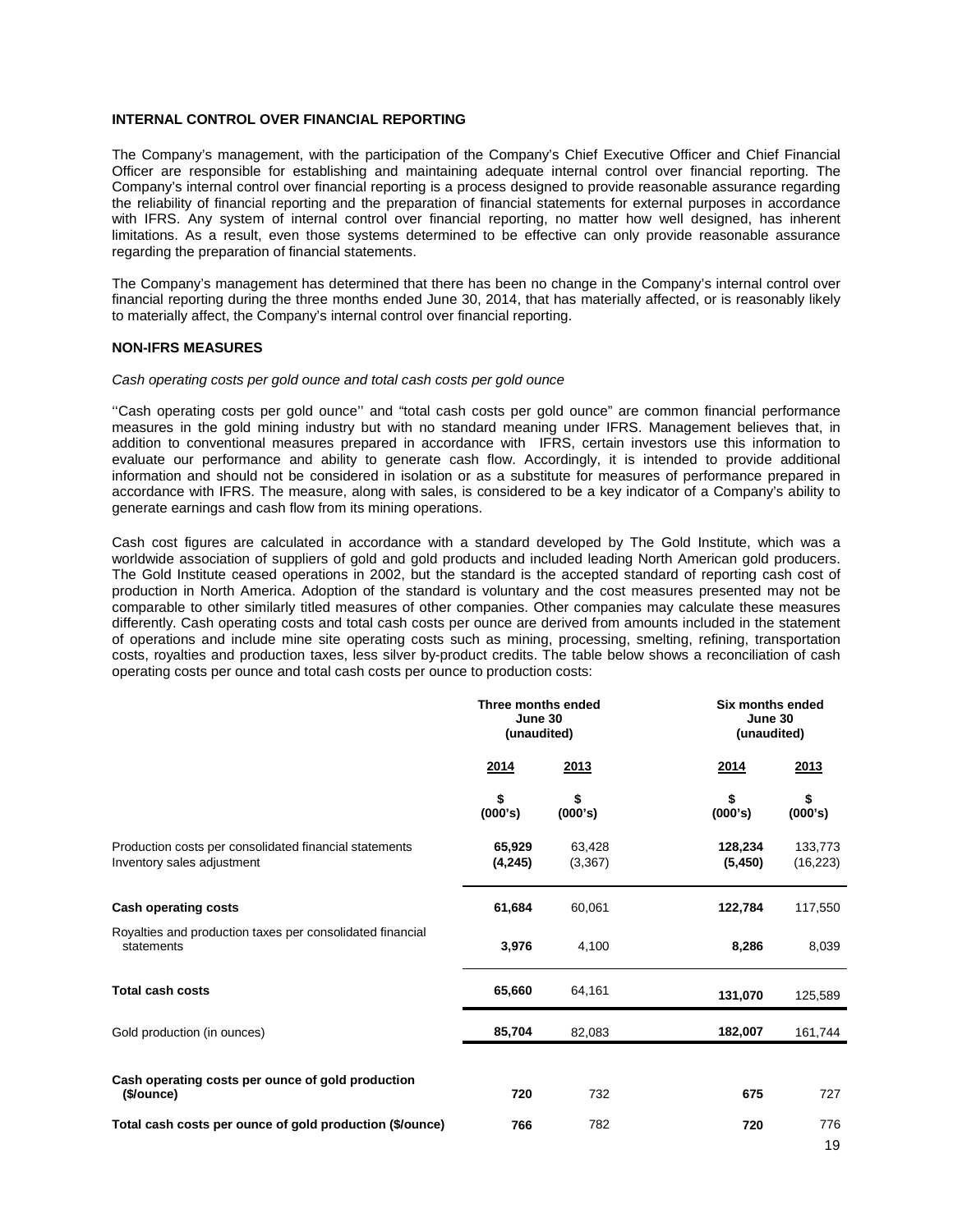**INTERNAL CONTROL OVER FINANCIAL REPORTING**

The Company's management, with the participation of the Company's Chief Executive Officer and Chief Financial Officer are responsible for establishing and maintaining adequate internal control over financial reporting. The Company's internal control over financial reporting is a process designed to provide reasonable assurance regarding the reliability of financial reporting and the preparation of financial statements for external purposes in accordance with IFRS. Any system of internal control over financial reporting, no matter how well designed, has inherent limitations. As a result, even those systems determined to be effective can only provide reasonable assurance regarding the preparation of financial statements.

The Company's management has determined that there has been no change in the Company's internal control over financial reporting during the three months ended June 30, 2014, that has materially affected, or is reasonably likely to materially affect, the Company's internal control over financial reporting.

**NON-IFRS MEASURES**

*Cash operating costs per gold ounce and total cash costs per gold ounce*

''Cash operating costs per gold ounce'' and "total cash costs per gold ounce" are common financial performance measures in the gold mining industry but with no standard meaning under IFRS. Management believes that, in addition to conventional measures prepared in accordance with IFRS, certain investors use this information to evaluate our performance and ability to generate cash flow. Accordingly, it is intended to provide additional information and should not be considered in isolation or as a substitute for measures of performance prepared in accordance with IFRS. The measure, along with sales, is considered to be a key indicator of a Company's ability to generate earnings and cash flow from its mining operations.

Cash cost figures are calculated in accordance with a standard developed by The Gold Institute, which was a worldwide association of suppliers of gold and gold products and included leading North American gold producers. The Gold Institute ceased operations in 2002, but the standard is the accepted standard of reporting cash cost of production in North America. Adoption of the standard is voluntary and the cost measures presented may not be comparable to other similarly titled measures of other companies. Other companies may calculate these measures differently. Cash operating costs and total cash costs per ounce are derived from amounts included in the statement of operations and include mine site operating costs such as mining, processing, smelting, refining, transportation costs, royalties and production taxes, less silver by-product credits. The table below shows a reconciliation of cash operating costs per ounce and total cash costs per ounce to production costs:

| | Three months ended June 30 (unaudited) | | Six months ended June 30 (unaudited) | |
|---|---|---|---|---|
| | **2014** | **2013** | **2014** | **2013** |
| | **$ (000's)** | **$ (000's)** | **$ (000's)** | **$ (000's)** |
| Production costs per consolidated financial statements | **65,929** | 63,428 | **128,234** | 133,773 |
| Inventory sales adjustment | **(4,245)** | (3,367) | **(5,450)** | (16,223) |
| **Cash operating costs** | **61,684** | 60,061 | **122,784** | 117,550 |
| Royalties and production taxes per consolidated financial statements | **3,976** | 4,100 | **8,286** | 8,039 |
| **Total cash costs** | **65,660** | 64,161 | **131,070** | 125,589 |
| Gold production (in ounces) | **85,704** | 82,083 | **182,007** | 161,744 |
| **Cash operating costs per ounce of gold production ($/ounce)** | **720** | 732 | **675** | 727 |
| **Total cash costs per ounce of gold production ($/ounce)** | **766** | 782 | **720** | 776 |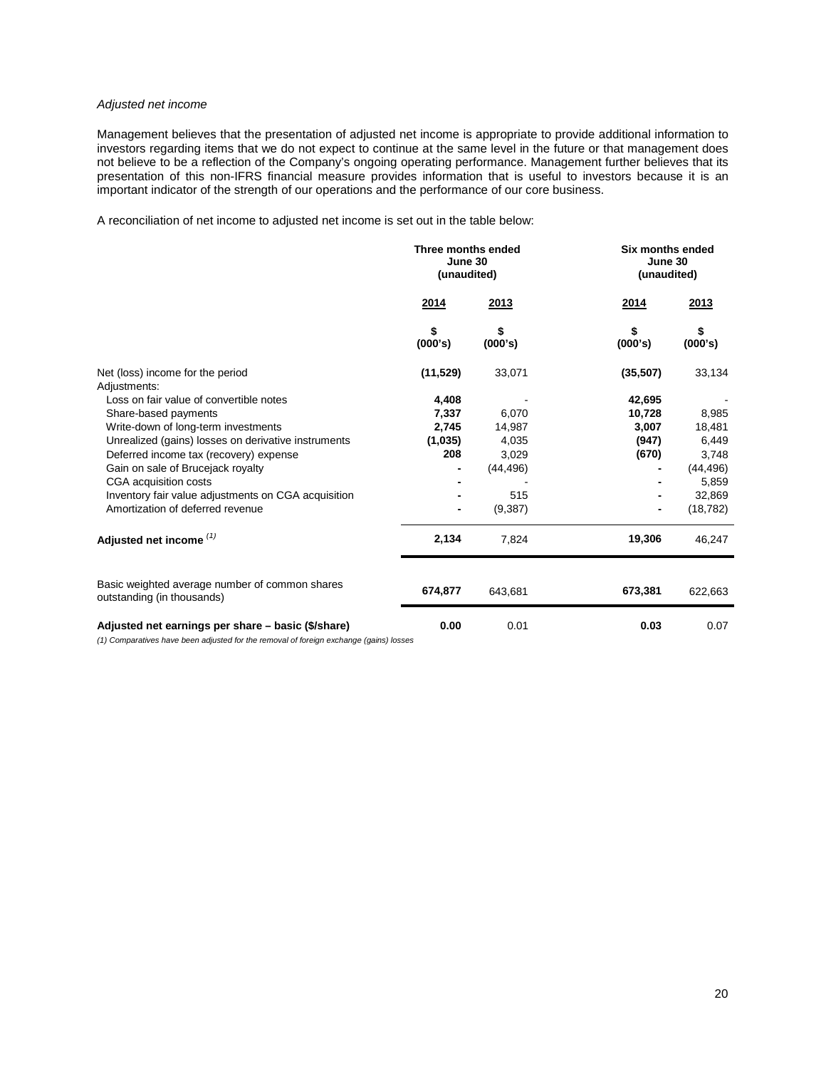*Adjusted net income*

Management believes that the presentation of adjusted net income is appropriate to provide additional information to investors regarding items that we do not expect to continue at the same level in the future or that management does not believe to be a reflection of the Company's ongoing operating performance. Management further believes that its presentation of this non-IFRS financial measure provides information that is useful to investors because it is an important indicator of the strength of our operations and the performance of our core business.

A reconciliation of net income to adjusted net income is set out in the table below:

| | Three months ended June 30 (unaudited) | | Six months ended June 30 (unaudited) | |
|---|---|---|---|---|
| | **2014** | **2013** | **2014** | **2013** |
| | **\$ (000's)** | **\$ (000's)** | **\$ (000's)** | **\$ (000's)** |
| Net (loss) income for the period | **(11,529)** | 33,071 | **(35,507)** | 33,134 |
| Adjustments: | | | | |
| Loss on fair value of convertible notes | **4,408** | - | **42,695** | - |
| Share-based payments | **7,337** | 6,070 | **10,728** | 8,985 |
| Write-down of long-term investments | **2,745** | 14,987 | **3,007** | 18,481 |
| Unrealized (gains) losses on derivative instruments | **(1,035)** | 4,035 | **(947)** | 6,449 |
| Deferred income tax (recovery) expense | **208** | 3,029 | **(670)** | 3,748 |
| Gain on sale of Brucejack royalty | **-** | (44,496) | **-** | (44,496) |
| CGA acquisition costs | **-** | - | **-** | 5,859 |
| Inventory fair value adjustments on CGA acquisition | **-** | 515 | **-** | 32,869 |
| Amortization of deferred revenue | **-** | (9,387) | **-** | (18,782) |
| **Adjusted net income** [(1)] | **2,134** | 7,824 | **19,306** | 46,247 |
| Basic weighted average number of common shares outstanding (in thousands) | **674,877** | 643,681 | **673,381** | 622,663 |
| **Adjusted net earnings per share – basic (\$/share)** | **0.00** | 0.01 | **0.03** | 0.07 |

*(1) Comparatives have been adjusted for the removal of foreign exchange (gains) losses*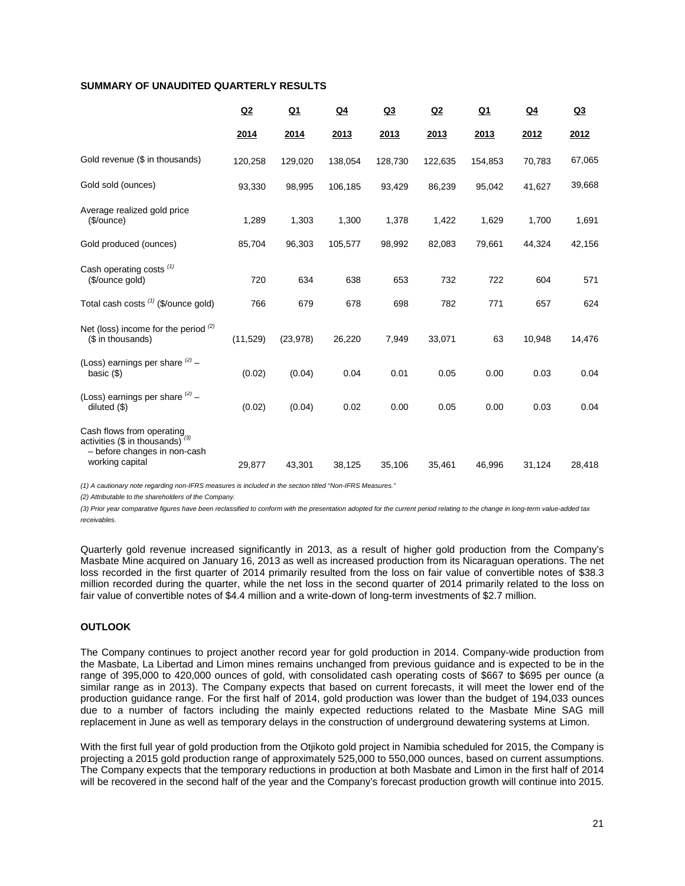**SUMMARY OF UNAUDITED QUARTERLY RESULTS**

| | Q2 2014 | Q1 2014 | Q4 2013 | Q3 2013 | Q2 2013 | Q1 2013 | Q4 2012 | Q3 2012 |
|---|---|---|---|---|---|---|---|---|
| Gold revenue ($ in thousands) | 120,258 | 129,020 | 138,054 | 128,730 | 122,635 | 154,853 | 70,783 | 67,065 |
| Gold sold (ounces) | 93,330 | 98,995 | 106,185 | 93,429 | 86,239 | 95,042 | 41,627 | 39,668 |
| Average realized gold price ($/ounce) | 1,289 | 1,303 | 1,300 | 1,378 | 1,422 | 1,629 | 1,700 | 1,691 |
| Gold produced (ounces) | 85,704 | 96,303 | 105,577 | 98,992 | 82,083 | 79,661 | 44,324 | 42,156 |
| Cash operating costs (1) ($/ounce gold) | 720 | 634 | 638 | 653 | 732 | 722 | 604 | 571 |
| Total cash costs (1) ($/ounce gold) | 766 | 679 | 678 | 698 | 782 | 771 | 657 | 624 |
| Net (loss) income for the period (2) ($ in thousands) | (11,529) | (23,978) | 26,220 | 7,949 | 33,071 | 63 | 10,948 | 14,476 |
| (Loss) earnings per share (2) – basic ($) | (0.02) | (0.04) | 0.04 | 0.01 | 0.05 | 0.00 | 0.03 | 0.04 |
| (Loss) earnings per share (2) – diluted ($) | (0.02) | (0.04) | 0.02 | 0.00 | 0.05 | 0.00 | 0.03 | 0.04 |
| Cash flows from operating activities ($ in thousands) (3) – before changes in non-cash working capital | 29,877 | 43,301 | 38,125 | 35,106 | 35,461 | 46,996 | 31,124 | 28,418 |

*(1) A cautionary note regarding non-IFRS measures is included in the section titled "Non-IFRS Measures."*

*(2) Attributable to the shareholders of the Company.*

*(3) Prior year comparative figures have been reclassified to conform with the presentation adopted for the current period relating to the change in long-term value-added tax receivables.*

Quarterly gold revenue increased significantly in 2013, as a result of higher gold production from the Company's Masbate Mine acquired on January 16, 2013 as well as increased production from its Nicaraguan operations. The net loss recorded in the first quarter of 2014 primarily resulted from the loss on fair value of convertible notes of $38.3 million recorded during the quarter, while the net loss in the second quarter of 2014 primarily related to the loss on fair value of convertible notes of $4.4 million and a write-down of long-term investments of $2.7 million.

**OUTLOOK**

The Company continues to project another record year for gold production in 2014. Company-wide production from the Masbate, La Libertad and Limon mines remains unchanged from previous guidance and is expected to be in the range of 395,000 to 420,000 ounces of gold, with consolidated cash operating costs of $667 to $695 per ounce (a similar range as in 2013). The Company expects that based on current forecasts, it will meet the lower end of the production guidance range. For the first half of 2014, gold production was lower than the budget of 194,033 ounces due to a number of factors including the mainly expected reductions related to the Masbate Mine SAG mill replacement in June as well as temporary delays in the construction of underground dewatering systems at Limon.

With the first full year of gold production from the Otjikoto gold project in Namibia scheduled for 2015, the Company is projecting a 2015 gold production range of approximately 525,000 to 550,000 ounces, based on current assumptions. The Company expects that the temporary reductions in production at both Masbate and Limon in the first half of 2014 will be recovered in the second half of the year and the Company's forecast production growth will continue into 2015.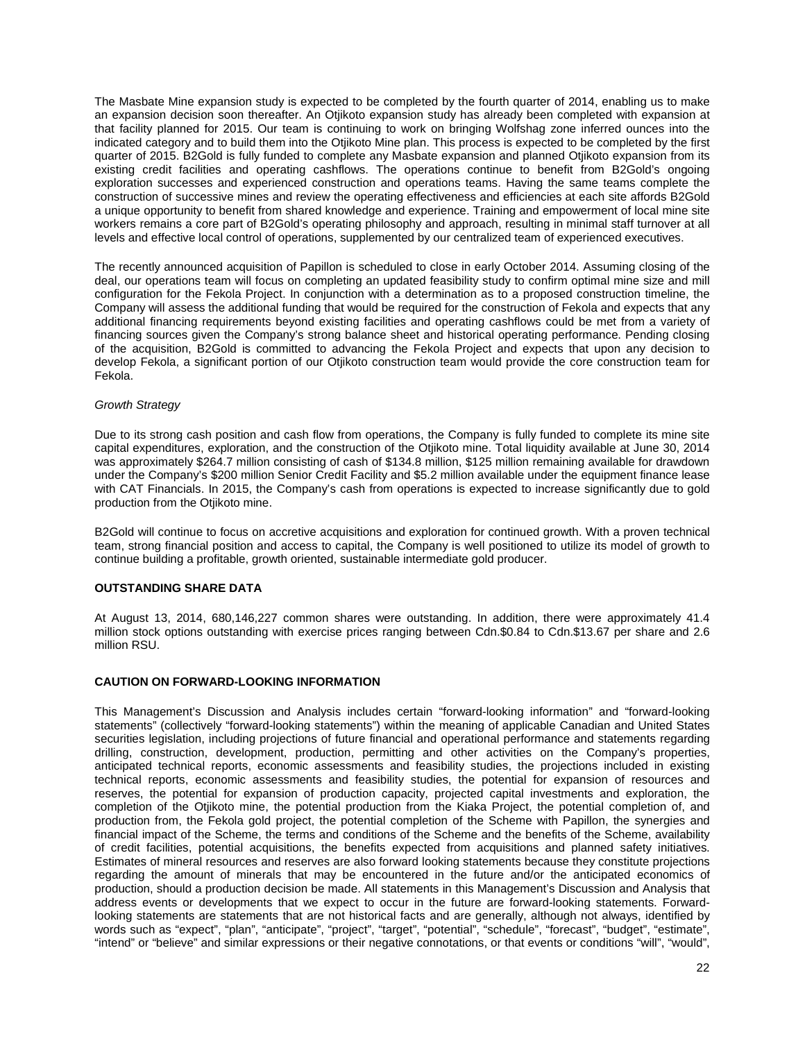The Masbate Mine expansion study is expected to be completed by the fourth quarter of 2014, enabling us to make an expansion decision soon thereafter. An Otjikoto expansion study has already been completed with expansion at that facility planned for 2015. Our team is continuing to work on bringing Wolfshag zone inferred ounces into the indicated category and to build them into the Otjikoto Mine plan. This process is expected to be completed by the first quarter of 2015. B2Gold is fully funded to complete any Masbate expansion and planned Otjikoto expansion from its existing credit facilities and operating cashflows. The operations continue to benefit from B2Gold's ongoing exploration successes and experienced construction and operations teams. Having the same teams complete the construction of successive mines and review the operating effectiveness and efficiencies at each site affords B2Gold a unique opportunity to benefit from shared knowledge and experience. Training and empowerment of local mine site workers remains a core part of B2Gold's operating philosophy and approach, resulting in minimal staff turnover at all levels and effective local control of operations, supplemented by our centralized team of experienced executives.

The recently announced acquisition of Papillon is scheduled to close in early October 2014. Assuming closing of the deal, our operations team will focus on completing an updated feasibility study to confirm optimal mine size and mill configuration for the Fekola Project. In conjunction with a determination as to a proposed construction timeline, the Company will assess the additional funding that would be required for the construction of Fekola and expects that any additional financing requirements beyond existing facilities and operating cashflows could be met from a variety of financing sources given the Company's strong balance sheet and historical operating performance. Pending closing of the acquisition, B2Gold is committed to advancing the Fekola Project and expects that upon any decision to develop Fekola, a significant portion of our Otjikoto construction team would provide the core construction team for Fekola.

*Growth Strategy*

Due to its strong cash position and cash flow from operations, the Company is fully funded to complete its mine site capital expenditures, exploration, and the construction of the Otjikoto mine. Total liquidity available at June 30, 2014 was approximately $264.7 million consisting of cash of $134.8 million, $125 million remaining available for drawdown under the Company's $200 million Senior Credit Facility and $5.2 million available under the equipment finance lease with CAT Financials. In 2015, the Company's cash from operations is expected to increase significantly due to gold production from the Otjikoto mine.

B2Gold will continue to focus on accretive acquisitions and exploration for continued growth. With a proven technical team, strong financial position and access to capital, the Company is well positioned to utilize its model of growth to continue building a profitable, growth oriented, sustainable intermediate gold producer.

**OUTSTANDING SHARE DATA**

At August 13, 2014, 680,146,227 common shares were outstanding. In addition, there were approximately 41.4 million stock options outstanding with exercise prices ranging between Cdn.$0.84 to Cdn.$13.67 per share and 2.6 million RSU.

**CAUTION ON FORWARD-LOOKING INFORMATION**

This Management's Discussion and Analysis includes certain "forward-looking information" and "forward-looking statements" (collectively "forward-looking statements") within the meaning of applicable Canadian and United States securities legislation, including projections of future financial and operational performance and statements regarding drilling, construction, development, production, permitting and other activities on the Company's properties, anticipated technical reports, economic assessments and feasibility studies, the projections included in existing technical reports, economic assessments and feasibility studies, the potential for expansion of resources and reserves, the potential for expansion of production capacity, projected capital investments and exploration, the completion of the Otjikoto mine, the potential production from the Kiaka Project, the potential completion of, and production from, the Fekola gold project, the potential completion of the Scheme with Papillon, the synergies and financial impact of the Scheme, the terms and conditions of the Scheme and the benefits of the Scheme, availability of credit facilities, potential acquisitions, the benefits expected from acquisitions and planned safety initiatives. Estimates of mineral resources and reserves are also forward looking statements because they constitute projections regarding the amount of minerals that may be encountered in the future and/or the anticipated economics of production, should a production decision be made. All statements in this Management's Discussion and Analysis that address events or developments that we expect to occur in the future are forward-looking statements. Forward-looking statements are statements that are not historical facts and are generally, although not always, identified by words such as "expect", "plan", "anticipate", "project", "target", "potential", "schedule", "forecast", "budget", "estimate", "intend" or "believe" and similar expressions or their negative connotations, or that events or conditions "will", "would",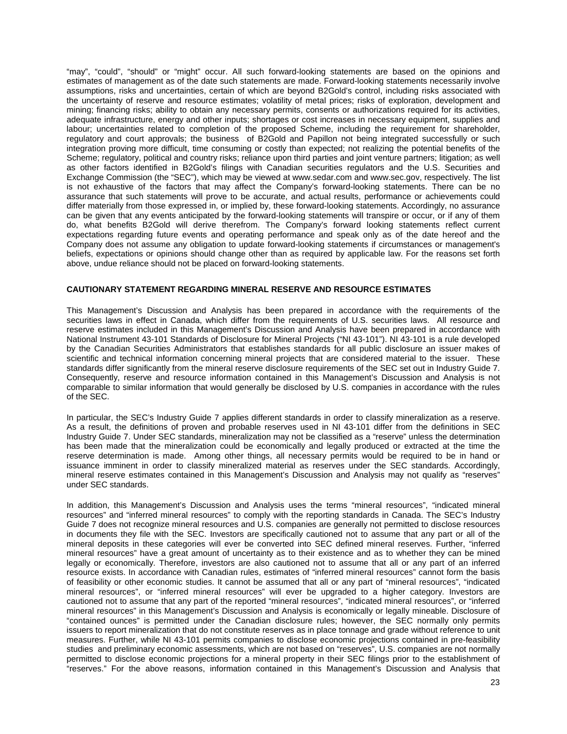"may", "could", "should" or "might" occur. All such forward-looking statements are based on the opinions and estimates of management as of the date such statements are made. Forward-looking statements necessarily involve assumptions, risks and uncertainties, certain of which are beyond B2Gold's control, including risks associated with the uncertainty of reserve and resource estimates; volatility of metal prices; risks of exploration, development and mining; financing risks; ability to obtain any necessary permits, consents or authorizations required for its activities, adequate infrastructure, energy and other inputs; shortages or cost increases in necessary equipment, supplies and labour; uncertainties related to completion of the proposed Scheme, including the requirement for shareholder, regulatory and court approvals; the business of B2Gold and Papillon not being integrated successfully or such integration proving more difficult, time consuming or costly than expected; not realizing the potential benefits of the Scheme; regulatory, political and country risks; reliance upon third parties and joint venture partners; litigation; as well as other factors identified in B2Gold's filings with Canadian securities regulators and the U.S. Securities and Exchange Commission (the "SEC"), which may be viewed at www.sedar.com and www.sec.gov, respectively. The list is not exhaustive of the factors that may affect the Company's forward-looking statements. There can be no assurance that such statements will prove to be accurate, and actual results, performance or achievements could differ materially from those expressed in, or implied by, these forward-looking statements. Accordingly, no assurance can be given that any events anticipated by the forward-looking statements will transpire or occur, or if any of them do, what benefits B2Gold will derive therefrom. The Company's forward looking statements reflect current expectations regarding future events and operating performance and speak only as of the date hereof and the Company does not assume any obligation to update forward-looking statements if circumstances or management's beliefs, expectations or opinions should change other than as required by applicable law. For the reasons set forth above, undue reliance should not be placed on forward-looking statements.

**CAUTIONARY STATEMENT REGARDING MINERAL RESERVE AND RESOURCE ESTIMATES**

This Management's Discussion and Analysis has been prepared in accordance with the requirements of the securities laws in effect in Canada, which differ from the requirements of U.S. securities laws. All resource and reserve estimates included in this Management's Discussion and Analysis have been prepared in accordance with National Instrument 43-101 Standards of Disclosure for Mineral Projects ("NI 43-101"). NI 43-101 is a rule developed by the Canadian Securities Administrators that establishes standards for all public disclosure an issuer makes of scientific and technical information concerning mineral projects that are considered material to the issuer. These standards differ significantly from the mineral reserve disclosure requirements of the SEC set out in Industry Guide 7. Consequently, reserve and resource information contained in this Management's Discussion and Analysis is not comparable to similar information that would generally be disclosed by U.S. companies in accordance with the rules of the SEC.

In particular, the SEC's Industry Guide 7 applies different standards in order to classify mineralization as a reserve. As a result, the definitions of proven and probable reserves used in NI 43-101 differ from the definitions in SEC Industry Guide 7. Under SEC standards, mineralization may not be classified as a "reserve" unless the determination has been made that the mineralization could be economically and legally produced or extracted at the time the reserve determination is made. Among other things, all necessary permits would be required to be in hand or issuance imminent in order to classify mineralized material as reserves under the SEC standards. Accordingly, mineral reserve estimates contained in this Management's Discussion and Analysis may not qualify as "reserves" under SEC standards.

In addition, this Management's Discussion and Analysis uses the terms "mineral resources", "indicated mineral resources" and "inferred mineral resources" to comply with the reporting standards in Canada. The SEC's Industry Guide 7 does not recognize mineral resources and U.S. companies are generally not permitted to disclose resources in documents they file with the SEC. Investors are specifically cautioned not to assume that any part or all of the mineral deposits in these categories will ever be converted into SEC defined mineral reserves. Further, "inferred mineral resources" have a great amount of uncertainty as to their existence and as to whether they can be mined legally or economically. Therefore, investors are also cautioned not to assume that all or any part of an inferred resource exists. In accordance with Canadian rules, estimates of "inferred mineral resources" cannot form the basis of feasibility or other economic studies. It cannot be assumed that all or any part of "mineral resources", "indicated mineral resources", or "inferred mineral resources" will ever be upgraded to a higher category. Investors are cautioned not to assume that any part of the reported "mineral resources", "indicated mineral resources", or "inferred mineral resources" in this Management's Discussion and Analysis is economically or legally mineable. Disclosure of "contained ounces" is permitted under the Canadian disclosure rules; however, the SEC normally only permits issuers to report mineralization that do not constitute reserves as in place tonnage and grade without reference to unit measures. Further, while NI 43-101 permits companies to disclose economic projections contained in pre-feasibility studies and preliminary economic assessments, which are not based on "reserves", U.S. companies are not normally permitted to disclose economic projections for a mineral property in their SEC filings prior to the establishment of "reserves." For the above reasons, information contained in this Management's Discussion and Analysis that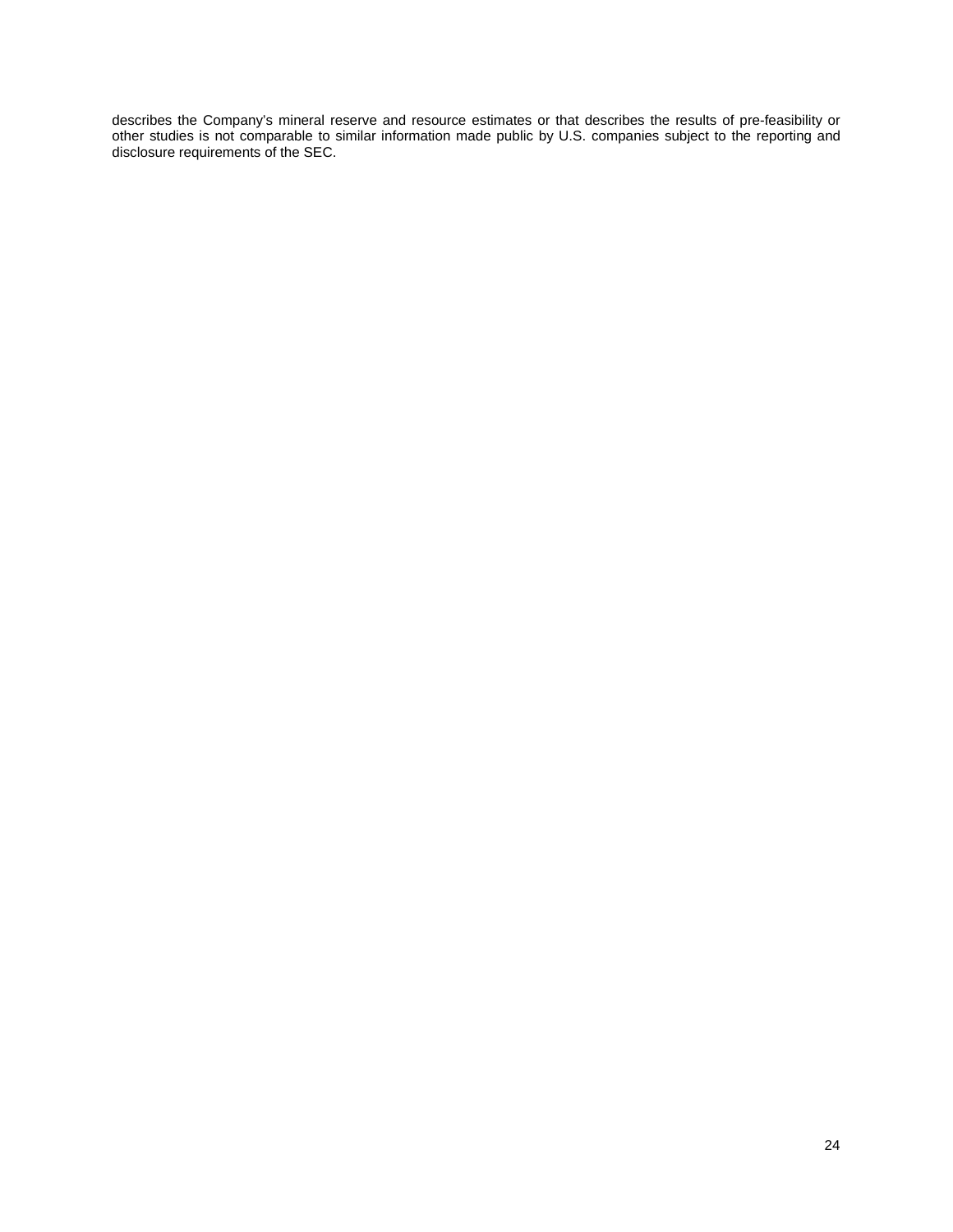describes the Company's mineral reserve and resource estimates or that describes the results of pre-feasibility or other studies is not comparable to similar information made public by U.S. companies subject to the reporting and disclosure requirements of the SEC.